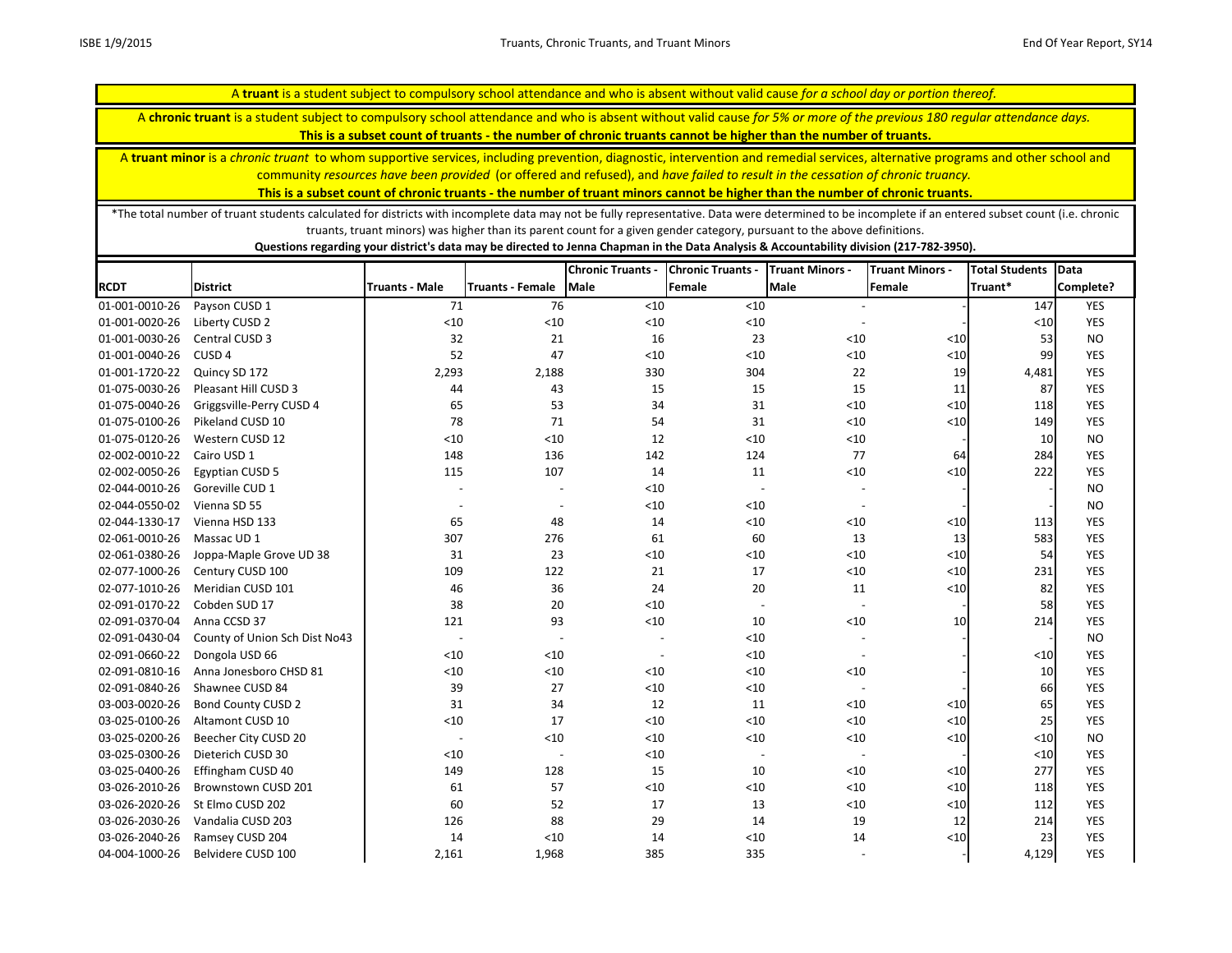A **truant** is a student subject to compulsory school attendance and who is absent without valid cause *for a school day or portion thereof.*

A **chronic truant** is a student subject to compulsory school attendance and who is absent without valid cause *for 5% or more of the previous 180 regular attendance days.*
**This is a subset count of truants - the number of chronic truants cannot be higher than the number of truants.**

A **truant minor** is a *chronic truant* to whom supportive services, including prevention, diagnostic, intervention and remedial services, alternative programs and other school and community *resources have been provided* (or offered and refused), and *have failed to result in the cessation of chronic truancy.*
**This is a subset count of chronic truants - the number of truant minors cannot be higher than the number of chronic truants.**

*The total number of truant students calculated for districts with incomplete data may not be fully representative. Data were determined to be incomplete if an entered subset count (i.e. chronic truants, truant minors) was higher than its parent count for a given gender category, pursuant to the above definitions.
**Questions regarding your district's data may be directed to Jenna Chapman in the Data Analysis & Accountability division (217-782-3950).**

| RCDT | District | Truants - Male | Truants - Female | Chronic Truants - Male | Chronic Truants - Female | Truant Minors - Male | Truant Minors - Female | Total Students Truant* | Data Complete? |
|---|---|---|---|---|---|---|---|---|---|
| 01-001-0010-26 | Payson CUSD 1 | 71 | 76 | <10 | <10 | - | - | 147 | YES |
| 01-001-0020-26 | Liberty CUSD 2 | <10 | <10 | <10 | <10 | - | - | <10 | YES |
| 01-001-0030-26 | Central CUSD 3 | 32 | 21 | 16 | 23 | <10 | <10 | 53 | NO |
| 01-001-0040-26 | CUSD 4 | 52 | 47 | <10 | <10 | <10 | <10 | 99 | YES |
| 01-001-1720-22 | Quincy SD 172 | 2,293 | 2,188 | 330 | 304 | 22 | 19 | 4,481 | YES |
| 01-075-0030-26 | Pleasant Hill CUSD 3 | 44 | 43 | 15 | 15 | 15 | 11 | 87 | YES |
| 01-075-0040-26 | Griggsville-Perry CUSD 4 | 65 | 53 | 34 | 31 | <10 | <10 | 118 | YES |
| 01-075-0100-26 | Pikeland CUSD 10 | 78 | 71 | 54 | 31 | <10 | <10 | 149 | YES |
| 01-075-0120-26 | Western CUSD 12 | <10 | <10 | 12 | <10 | <10 | - | 10 | NO |
| 02-002-0010-22 | Cairo USD 1 | 148 | 136 | 142 | 124 | 77 | 64 | 284 | YES |
| 02-002-0050-26 | Egyptian CUSD 5 | 115 | 107 | 14 | 11 | <10 | <10 | 222 | YES |
| 02-044-0010-26 | Goreville CUD 1 | - | - | <10 | - | - | - | - | NO |
| 02-044-0550-02 | Vienna SD 55 | - | - | <10 | <10 | - | - | - | NO |
| 02-044-1330-17 | Vienna HSD 133 | 65 | 48 | 14 | <10 | <10 | <10 | 113 | YES |
| 02-061-0010-26 | Massac UD 1 | 307 | 276 | 61 | 60 | 13 | 13 | 583 | YES |
| 02-061-0380-26 | Joppa-Maple Grove UD 38 | 31 | 23 | <10 | <10 | <10 | <10 | 54 | YES |
| 02-077-1000-26 | Century CUSD 100 | 109 | 122 | 21 | 17 | <10 | <10 | 231 | YES |
| 02-077-1010-26 | Meridian CUSD 101 | 46 | 36 | 24 | 20 | 11 | <10 | 82 | YES |
| 02-091-0170-22 | Cobden SUD 17 | 38 | 20 | <10 | - | - | - | 58 | YES |
| 02-091-0370-04 | Anna CCSD 37 | 121 | 93 | <10 | 10 | <10 | 10 | 214 | YES |
| 02-091-0430-04 | County of Union Sch Dist No43 | - | - | - | <10 | - | - | - | NO |
| 02-091-0660-22 | Dongola USD 66 | <10 | <10 | - | <10 | - | - | <10 | YES |
| 02-091-0810-16 | Anna Jonesboro CHSD 81 | <10 | <10 | <10 | <10 | <10 | - | 10 | YES |
| 02-091-0840-26 | Shawnee CUSD 84 | 39 | 27 | <10 | <10 | - | - | 66 | YES |
| 03-003-0020-26 | Bond County CUSD 2 | 31 | 34 | 12 | 11 | <10 | <10 | 65 | YES |
| 03-025-0100-26 | Altamont CUSD 10 | <10 | 17 | <10 | <10 | <10 | <10 | 25 | YES |
| 03-025-0200-26 | Beecher City CUSD 20 | - | <10 | <10 | <10 | <10 | <10 | <10 | NO |
| 03-025-0300-26 | Dieterich CUSD 30 | <10 | - | <10 | - | - | - | <10 | YES |
| 03-025-0400-26 | Effingham CUSD 40 | 149 | 128 | 15 | 10 | <10 | <10 | 277 | YES |
| 03-026-2010-26 | Brownstown CUSD 201 | 61 | 57 | <10 | <10 | <10 | <10 | 118 | YES |
| 03-026-2020-26 | St Elmo CUSD 202 | 60 | 52 | 17 | 13 | <10 | <10 | 112 | YES |
| 03-026-2030-26 | Vandalia CUSD 203 | 126 | 88 | 29 | 14 | 19 | 12 | 214 | YES |
| 03-026-2040-26 | Ramsey CUSD 204 | 14 | <10 | 14 | <10 | 14 | <10 | 23 | YES |
| 04-004-1000-26 | Belvidere CUSD 100 | 2,161 | 1,968 | 385 | 335 | - | - | 4,129 | YES |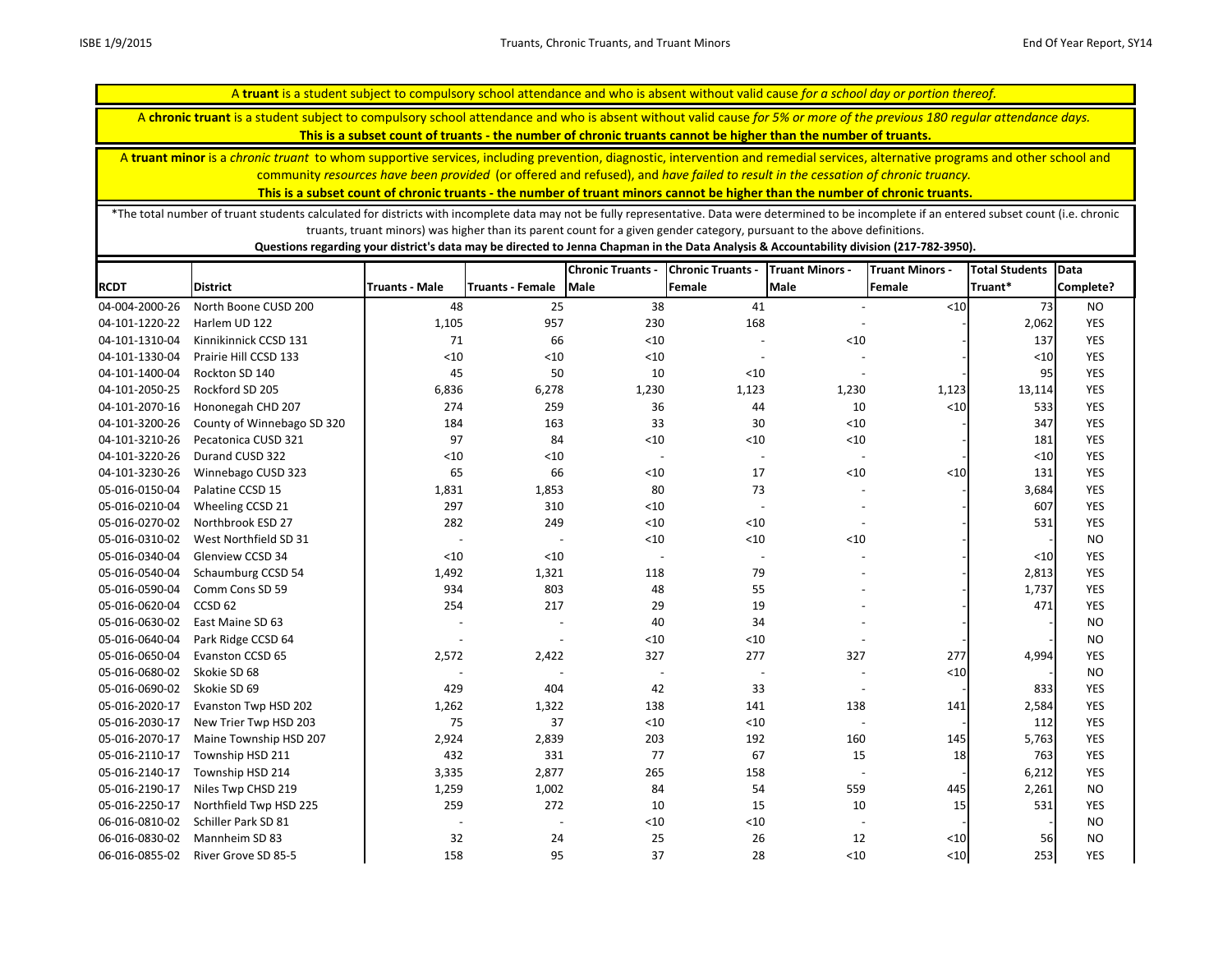A **truant** is a student subject to compulsory school attendance and who is absent without valid cause *for a school day or portion thereof.*

A **chronic truant** is a student subject to compulsory school attendance and who is absent without valid cause *for 5% or more of the previous 180 regular attendance days.*
**This is a subset count of truants - the number of chronic truants cannot be higher than the number of truants.**

A **truant minor** is a *chronic truant* to whom supportive services, including prevention, diagnostic, intervention and remedial services, alternative programs and other school and community *resources have been provided* (or offered and refused), and *have failed to result in the cessation of chronic truancy.*
**This is a subset count of chronic truants - the number of truant minors cannot be higher than the number of chronic truants.**

*The total number of truant students calculated for districts with incomplete data may not be fully representative. Data were determined to be incomplete if an entered subset count (i.e. chronic truants, truant minors) was higher than its parent count for a given gender category, pursuant to the above definitions.
**Questions regarding your district's data may be directed to Jenna Chapman in the Data Analysis & Accountability division (217-782-3950).**

| RCDT | District | Truants - Male | Truants - Female | Chronic Truants - Male | Chronic Truants - Female | Truant Minors - Male | Truant Minors - Female | Total Students Truant* | Data Complete? |
|---|---|---|---|---|---|---|---|---|---|
| 04-004-2000-26 | North Boone CUSD 200 | 48 | 25 | 38 | 41 | - | <10 | 73 | NO |
| 04-101-1220-22 | Harlem UD 122 | 1,105 | 957 | 230 | 168 | - | - | 2,062 | YES |
| 04-101-1310-04 | Kinnikinnick CCSD 131 | 71 | 66 | <10 | - | <10 | - | 137 | YES |
| 04-101-1330-04 | Prairie Hill CCSD 133 | <10 | <10 | <10 | - | - | - | <10 | YES |
| 04-101-1400-04 | Rockton SD 140 | 45 | 50 | 10 | <10 | - | - | 95 | YES |
| 04-101-2050-25 | Rockford SD 205 | 6,836 | 6,278 | 1,230 | 1,123 | 1,230 | 1,123 | 13,114 | YES |
| 04-101-2070-16 | Hononegah CHD 207 | 274 | 259 | 36 | 44 | 10 | <10 | 533 | YES |
| 04-101-3200-26 | County of Winnebago SD 320 | 184 | 163 | 33 | 30 | <10 | - | 347 | YES |
| 04-101-3210-26 | Pecatonica CUSD 321 | 97 | 84 | <10 | <10 | <10 | - | 181 | YES |
| 04-101-3220-26 | Durand CUSD 322 | <10 | <10 | - | - | - | - | <10 | YES |
| 04-101-3230-26 | Winnebago CUSD 323 | 65 | 66 | <10 | 17 | <10 | <10 | 131 | YES |
| 05-016-0150-04 | Palatine CCSD 15 | 1,831 | 1,853 | 80 | 73 | - | - | 3,684 | YES |
| 05-016-0210-04 | Wheeling CCSD 21 | 297 | 310 | <10 | - | - | - | 607 | YES |
| 05-016-0270-02 | Northbrook ESD 27 | 282 | 249 | <10 | <10 | - | - | 531 | YES |
| 05-016-0310-02 | West Northfield SD 31 | - | - | <10 | <10 | <10 | - | - | NO |
| 05-016-0340-04 | Glenview CCSD 34 | <10 | <10 | - | - | - | - | <10 | YES |
| 05-016-0540-04 | Schaumburg CCSD 54 | 1,492 | 1,321 | 118 | 79 | - | - | 2,813 | YES |
| 05-016-0590-04 | Comm Cons SD 59 | 934 | 803 | 48 | 55 | - | - | 1,737 | YES |
| 05-016-0620-04 | CCSD 62 | 254 | 217 | 29 | 19 | - | - | 471 | YES |
| 05-016-0630-02 | East Maine SD 63 | - | - | 40 | 34 | - | - | - | NO |
| 05-016-0640-04 | Park Ridge CCSD 64 | - | - | <10 | <10 | - | - | - | NO |
| 05-016-0650-04 | Evanston CCSD 65 | 2,572 | 2,422 | 327 | 277 | 327 | 277 | 4,994 | YES |
| 05-016-0680-02 | Skokie SD 68 | - | - | - | - | - | <10 | - | NO |
| 05-016-0690-02 | Skokie SD 69 | 429 | 404 | 42 | 33 | - | - | 833 | YES |
| 05-016-2020-17 | Evanston Twp HSD 202 | 1,262 | 1,322 | 138 | 141 | 138 | 141 | 2,584 | YES |
| 05-016-2030-17 | New Trier Twp HSD 203 | 75 | 37 | <10 | <10 | - | - | 112 | YES |
| 05-016-2070-17 | Maine Township HSD 207 | 2,924 | 2,839 | 203 | 192 | 160 | 145 | 5,763 | YES |
| 05-016-2110-17 | Township HSD 211 | 432 | 331 | 77 | 67 | 15 | 18 | 763 | YES |
| 05-016-2140-17 | Township HSD 214 | 3,335 | 2,877 | 265 | 158 | - | - | 6,212 | YES |
| 05-016-2190-17 | Niles Twp CHSD 219 | 1,259 | 1,002 | 84 | 54 | 559 | 445 | 2,261 | NO |
| 05-016-2250-17 | Northfield Twp HSD 225 | 259 | 272 | 10 | 15 | 10 | 15 | 531 | YES |
| 06-016-0810-02 | Schiller Park SD 81 | - | - | <10 | <10 | - | - | - | NO |
| 06-016-0830-02 | Mannheim SD 83 | 32 | 24 | 25 | 26 | 12 | <10 | 56 | NO |
| 06-016-0855-02 | River Grove SD 85-5 | 158 | 95 | 37 | 28 | <10 | <10 | 253 | YES |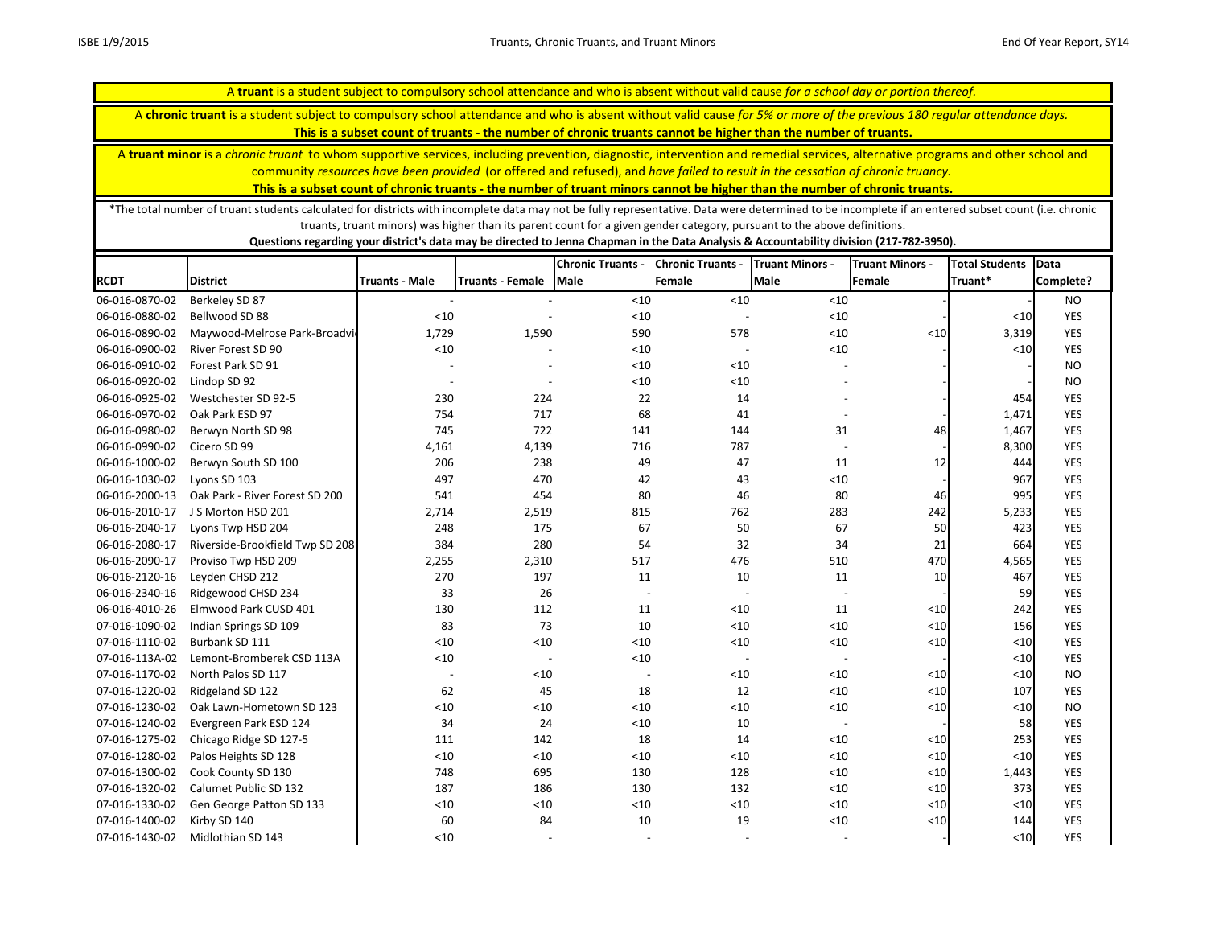A **truant** is a student subject to compulsory school attendance and who is absent without valid cause *for a school day or portion thereof.*

A **chronic truant** is a student subject to compulsory school attendance and who is absent without valid cause *for 5% or more of the previous 180 regular attendance days.*
**This is a subset count of truants - the number of chronic truants cannot be higher than the number of truants.**

A **truant minor** is a *chronic truant* to whom supportive services, including prevention, diagnostic, intervention and remedial services, alternative programs and other school and community *resources have been provided* (or offered and refused), and *have failed to result in the cessation of chronic truancy.*
**This is a subset count of chronic truants - the number of truant minors cannot be higher than the number of chronic truants.**

*The total number of truant students calculated for districts with incomplete data may not be fully representative. Data were determined to be incomplete if an entered subset count (i.e. chronic truants, truant minors) was higher than its parent count for a given gender category, pursuant to the above definitions.
**Questions regarding your district's data may be directed to Jenna Chapman in the Data Analysis & Accountability division (217-782-3950).**

| RCDT | District | Truants - Male | Truants - Female | Chronic Truants - Male | Chronic Truants - Female | Truant Minors - Male | Truant Minors - Female | Total Students Truant* | Data Complete? |
|---|---|---|---|---|---|---|---|---|---|
| 06-016-0870-02 | Berkeley SD 87 | - | - | <10 | <10 | <10 | - | - | NO |
| 06-016-0880-02 | Bellwood SD 88 | <10 | - | <10 | - | <10 | - | <10 | YES |
| 06-016-0890-02 | Maywood-Melrose Park-Broadvi | 1,729 | 1,590 | 590 | 578 | <10 | <10 | 3,319 | YES |
| 06-016-0900-02 | River Forest SD 90 | <10 | - | <10 | - | <10 | - | <10 | YES |
| 06-016-0910-02 | Forest Park SD 91 | - | - | <10 | <10 | - | - | - | NO |
| 06-016-0920-02 | Lindop SD 92 | - | - | <10 | <10 | - | - | - | NO |
| 06-016-0925-02 | Westchester SD 92-5 | 230 | 224 | 22 | 14 | - | - | 454 | YES |
| 06-016-0970-02 | Oak Park ESD 97 | 754 | 717 | 68 | 41 | - | - | 1,471 | YES |
| 06-016-0980-02 | Berwyn North SD 98 | 745 | 722 | 141 | 144 | 31 | 48 | 1,467 | YES |
| 06-016-0990-02 | Cicero SD 99 | 4,161 | 4,139 | 716 | 787 | - | - | 8,300 | YES |
| 06-016-1000-02 | Berwyn South SD 100 | 206 | 238 | 49 | 47 | 11 | 12 | 444 | YES |
| 06-016-1030-02 | Lyons SD 103 | 497 | 470 | 42 | 43 | <10 | - | 967 | YES |
| 06-016-2000-13 | Oak Park - River Forest SD 200 | 541 | 454 | 80 | 46 | 80 | 46 | 995 | YES |
| 06-016-2010-17 | J S Morton HSD 201 | 2,714 | 2,519 | 815 | 762 | 283 | 242 | 5,233 | YES |
| 06-016-2040-17 | Lyons Twp HSD 204 | 248 | 175 | 67 | 50 | 67 | 50 | 423 | YES |
| 06-016-2080-17 | Riverside-Brookfield Twp SD 208 | 384 | 280 | 54 | 32 | 34 | 21 | 664 | YES |
| 06-016-2090-17 | Proviso Twp HSD 209 | 2,255 | 2,310 | 517 | 476 | 510 | 470 | 4,565 | YES |
| 06-016-2120-16 | Leyden CHSD 212 | 270 | 197 | 11 | 10 | 11 | 10 | 467 | YES |
| 06-016-2340-16 | Ridgewood CHSD 234 | 33 | 26 | - | - | - | - | 59 | YES |
| 06-016-4010-26 | Elmwood Park CUSD 401 | 130 | 112 | 11 | <10 | 11 | <10 | 242 | YES |
| 07-016-1090-02 | Indian Springs SD 109 | 83 | 73 | 10 | <10 | <10 | <10 | 156 | YES |
| 07-016-1110-02 | Burbank SD 111 | <10 | <10 | <10 | <10 | <10 | <10 | <10 | YES |
| 07-016-113A-02 | Lemont-Bromberek CSD 113A | <10 | - | <10 | - | - | - | <10 | YES |
| 07-016-1170-02 | North Palos SD 117 | - | <10 | - | <10 | <10 | <10 | <10 | NO |
| 07-016-1220-02 | Ridgeland SD 122 | 62 | 45 | 18 | 12 | <10 | <10 | 107 | YES |
| 07-016-1230-02 | Oak Lawn-Hometown SD 123 | <10 | <10 | <10 | <10 | <10 | <10 | <10 | NO |
| 07-016-1240-02 | Evergreen Park ESD 124 | 34 | 24 | <10 | 10 | - | - | 58 | YES |
| 07-016-1275-02 | Chicago Ridge SD 127-5 | 111 | 142 | 18 | 14 | <10 | <10 | 253 | YES |
| 07-016-1280-02 | Palos Heights SD 128 | <10 | <10 | <10 | <10 | <10 | <10 | <10 | YES |
| 07-016-1300-02 | Cook County SD 130 | 748 | 695 | 130 | 128 | <10 | <10 | 1,443 | YES |
| 07-016-1320-02 | Calumet Public SD 132 | 187 | 186 | 130 | 132 | <10 | <10 | 373 | YES |
| 07-016-1330-02 | Gen George Patton SD 133 | <10 | <10 | <10 | <10 | <10 | <10 | <10 | YES |
| 07-016-1400-02 | Kirby SD 140 | 60 | 84 | 10 | 19 | <10 | <10 | 144 | YES |
| 07-016-1430-02 | Midlothian SD 143 | <10 | - | - | - | - | - | <10 | YES |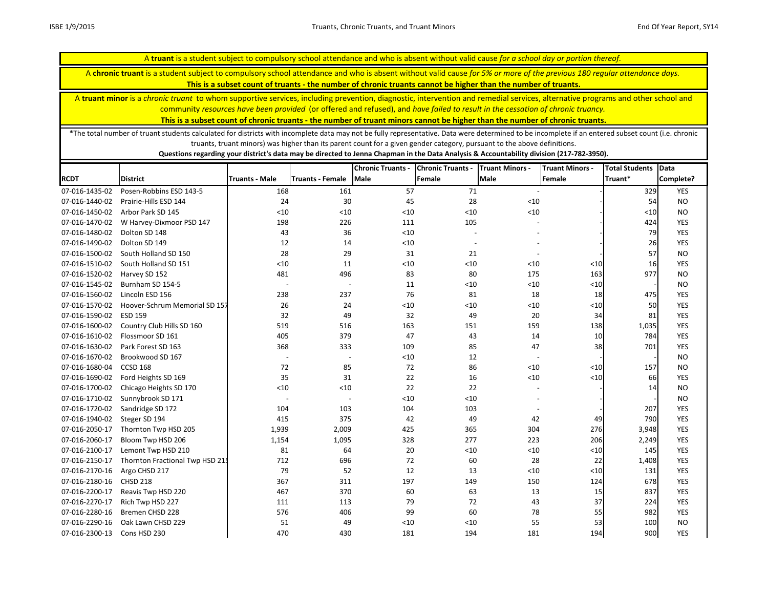A **truant** is a student subject to compulsory school attendance and who is absent without valid cause *for a school day or portion thereof.*

A **chronic truant** is a student subject to compulsory school attendance and who is absent without valid cause *for 5% or more of the previous 180 regular attendance days.* **This is a subset count of truants - the number of chronic truants cannot be higher than the number of truants.**

A **truant minor** is a *chronic truant* to whom supportive services, including prevention, diagnostic, intervention and remedial services, alternative programs and other school and community *resources have been provided* (or offered and refused), and *have failed to result in the cessation of chronic truancy.* **This is a subset count of chronic truants - the number of truant minors cannot be higher than the number of chronic truants.**

*The total number of truant students calculated for districts with incomplete data may not be fully representative. Data were determined to be incomplete if an entered subset count (i.e. chronic truants, truant minors) was higher than its parent count for a given gender category, pursuant to the above definitions.
**Questions regarding your district's data may be directed to Jenna Chapman in the Data Analysis & Accountability division (217-782-3950).**

| RCDT | District | Truants - Male | Truants - Female | Chronic Truants - Male | Chronic Truants - Female | Truant Minors - Male | Truant Minors - Female | Total Students Truant* | Data Complete? |
|---|---|---|---|---|---|---|---|---|---|
| 07-016-1435-02 | Posen-Robbins ESD 143-5 | 168 | 161 | 57 | 71 | - | - | 329 | YES |
| 07-016-1440-02 | Prairie-Hills ESD 144 | 24 | 30 | 45 | 28 | <10 | - | 54 | NO |
| 07-016-1450-02 | Arbor Park SD 145 | <10 | <10 | <10 | <10 | <10 | - | <10 | NO |
| 07-016-1470-02 | W Harvey-Dixmoor PSD 147 | 198 | 226 | 111 | 105 | - | - | 424 | YES |
| 07-016-1480-02 | Dolton SD 148 | 43 | 36 | <10 | - | - | - | 79 | YES |
| 07-016-1490-02 | Dolton SD 149 | 12 | 14 | <10 | - | - | - | 26 | YES |
| 07-016-1500-02 | South Holland SD 150 | 28 | 29 | 31 | 21 | - | - | 57 | NO |
| 07-016-1510-02 | South Holland SD 151 | <10 | 11 | <10 | <10 | <10 | <10 | 16 | YES |
| 07-016-1520-02 | Harvey SD 152 | 481 | 496 | 83 | 80 | 175 | 163 | 977 | NO |
| 07-016-1545-02 | Burnham SD 154-5 | - | - | 11 | <10 | <10 | <10 | - | NO |
| 07-016-1560-02 | Lincoln ESD 156 | 238 | 237 | 76 | 81 | 18 | 18 | 475 | YES |
| 07-016-1570-02 | Hoover-Schrum Memorial SD 157 | 26 | 24 | <10 | <10 | <10 | <10 | 50 | YES |
| 07-016-1590-02 | ESD 159 | 32 | 49 | 32 | 49 | 20 | 34 | 81 | YES |
| 07-016-1600-02 | Country Club Hills SD 160 | 519 | 516 | 163 | 151 | 159 | 138 | 1,035 | YES |
| 07-016-1610-02 | Flossmoor SD 161 | 405 | 379 | 47 | 43 | 14 | 10 | 784 | YES |
| 07-016-1630-02 | Park Forest SD 163 | 368 | 333 | 109 | 85 | 47 | 38 | 701 | YES |
| 07-016-1670-02 | Brookwood SD 167 | - | - | <10 | 12 | - | - | - | NO |
| 07-016-1680-04 | CCSD 168 | 72 | 85 | 72 | 86 | <10 | <10 | 157 | NO |
| 07-016-1690-02 | Ford Heights SD 169 | 35 | 31 | 22 | 16 | <10 | <10 | 66 | YES |
| 07-016-1700-02 | Chicago Heights SD 170 | <10 | <10 | 22 | 22 | - | - | 14 | NO |
| 07-016-1710-02 | Sunnybrook SD 171 | - | - | <10 | <10 | - | - | - | NO |
| 07-016-1720-02 | Sandridge SD 172 | 104 | 103 | 104 | 103 | - | - | 207 | YES |
| 07-016-1940-02 | Steger SD 194 | 415 | 375 | 42 | 49 | 42 | 49 | 790 | YES |
| 07-016-2050-17 | Thornton Twp HSD 205 | 1,939 | 2,009 | 425 | 365 | 304 | 276 | 3,948 | YES |
| 07-016-2060-17 | Bloom Twp HSD 206 | 1,154 | 1,095 | 328 | 277 | 223 | 206 | 2,249 | YES |
| 07-016-2100-17 | Lemont Twp HSD 210 | 81 | 64 | 20 | <10 | <10 | <10 | 145 | YES |
| 07-016-2150-17 | Thornton Fractional Twp HSD 215 | 712 | 696 | 72 | 60 | 28 | 22 | 1,408 | YES |
| 07-016-2170-16 | Argo CHSD 217 | 79 | 52 | 12 | 13 | <10 | <10 | 131 | YES |
| 07-016-2180-16 | CHSD 218 | 367 | 311 | 197 | 149 | 150 | 124 | 678 | YES |
| 07-016-2200-17 | Reavis Twp HSD 220 | 467 | 370 | 60 | 63 | 13 | 15 | 837 | YES |
| 07-016-2270-17 | Rich Twp HSD 227 | 111 | 113 | 79 | 72 | 43 | 37 | 224 | YES |
| 07-016-2280-16 | Bremen CHSD 228 | 576 | 406 | 99 | 60 | 78 | 55 | 982 | YES |
| 07-016-2290-16 | Oak Lawn CHSD 229 | 51 | 49 | <10 | <10 | 55 | 53 | 100 | NO |
| 07-016-2300-13 | Cons HSD 230 | 470 | 430 | 181 | 194 | 181 | 194 | 900 | YES |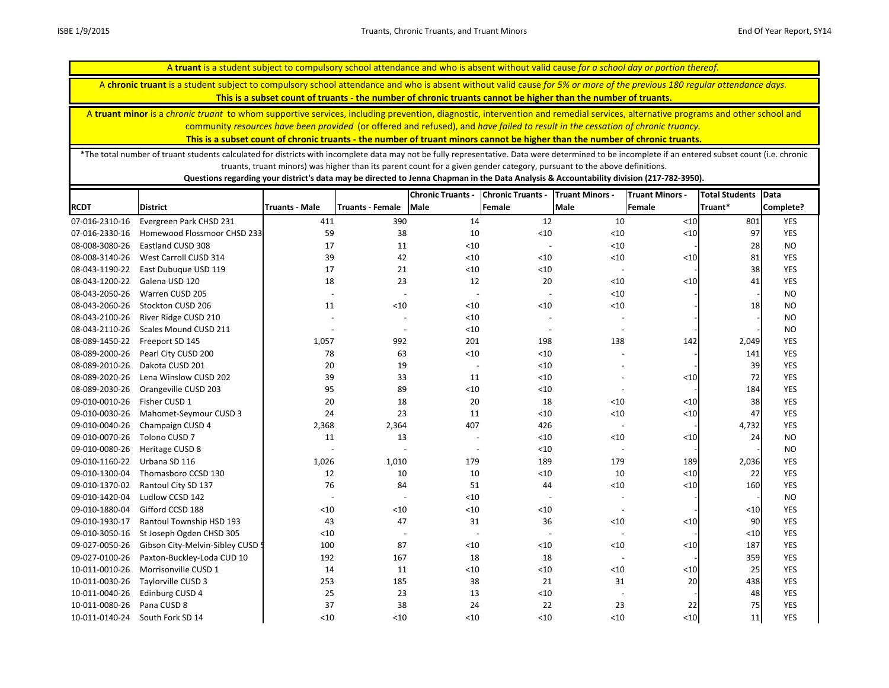A **truant** is a student subject to compulsory school attendance and who is absent without valid cause *for a school day or portion thereof.*

A **chronic truant** is a student subject to compulsory school attendance and who is absent without valid cause *for 5% or more of the previous 180 regular attendance days.*
**This is a subset count of truants - the number of chronic truants cannot be higher than the number of truants.**

A **truant minor** is a *chronic truant* to whom supportive services, including prevention, diagnostic, intervention and remedial services, alternative programs and other school and community *resources have been provided* (or offered and refused), and *have failed to result in the cessation of chronic truancy.*
**This is a subset count of chronic truants - the number of truant minors cannot be higher than the number of chronic truants.**

*The total number of truant students calculated for districts with incomplete data may not be fully representative. Data were determined to be incomplete if an entered subset count (i.e. chronic truants, truant minors) was higher than its parent count for a given gender category, pursuant to the above definitions.
**Questions regarding your district's data may be directed to Jenna Chapman in the Data Analysis & Accountability division (217-782-3950).**

| RCDT | District | Truants - Male | Truants - Female | Chronic Truants - Male | Chronic Truants - Female | Truant Minors - Male | Truant Minors - Female | Total Students Truant* | Data Complete? |
|---|---|---|---|---|---|---|---|---|---|
| 07-016-2310-16 | Evergreen Park CHSD 231 | 411 | 390 | 14 | 12 | 10 | <10 | 801 | YES |
| 07-016-2330-16 | Homewood Flossmoor CHSD 233 | 59 | 38 | 10 | <10 | <10 | <10 | 97 | YES |
| 08-008-3080-26 | Eastland CUSD 308 | 17 | 11 | <10 | - | <10 | - | 28 | NO |
| 08-008-3140-26 | West Carroll CUSD 314 | 39 | 42 | <10 | <10 | <10 | <10 | 81 | YES |
| 08-043-1190-22 | East Dubuque USD 119 | 17 | 21 | <10 | <10 | - | - | 38 | YES |
| 08-043-1200-22 | Galena USD 120 | 18 | 23 | 12 | 20 | <10 | <10 | 41 | YES |
| 08-043-2050-26 | Warren CUSD 205 | - | - | - | - | <10 | - | - | NO |
| 08-043-2060-26 | Stockton CUSD 206 | 11 | <10 | <10 | <10 | <10 | - | 18 | NO |
| 08-043-2100-26 | River Ridge CUSD 210 | - | - | <10 | - | - | - | - | NO |
| 08-043-2110-26 | Scales Mound CUSD 211 | - | - | <10 | - | - | - | - | NO |
| 08-089-1450-22 | Freeport SD 145 | 1,057 | 992 | 201 | 198 | 138 | 142 | 2,049 | YES |
| 08-089-2000-26 | Pearl City CUSD 200 | 78 | 63 | <10 | <10 | - | - | 141 | YES |
| 08-089-2010-26 | Dakota CUSD 201 | 20 | 19 | - | <10 | - | - | 39 | YES |
| 08-089-2020-26 | Lena Winslow CUSD 202 | 39 | 33 | 11 | <10 | - | <10 | 72 | YES |
| 08-089-2030-26 | Orangeville CUSD 203 | 95 | 89 | <10 | <10 | - | - | 184 | YES |
| 09-010-0010-26 | Fisher CUSD 1 | 20 | 18 | 20 | 18 | <10 | <10 | 38 | YES |
| 09-010-0030-26 | Mahomet-Seymour CUSD 3 | 24 | 23 | 11 | <10 | <10 | <10 | 47 | YES |
| 09-010-0040-26 | Champaign CUSD 4 | 2,368 | 2,364 | 407 | 426 | - | - | 4,732 | YES |
| 09-010-0070-26 | Tolono CUSD 7 | 11 | 13 | - | <10 | <10 | <10 | 24 | NO |
| 09-010-0080-26 | Heritage CUSD 8 | - | - | - | <10 | - | - | - | NO |
| 09-010-1160-22 | Urbana SD 116 | 1,026 | 1,010 | 179 | 189 | 179 | 189 | 2,036 | YES |
| 09-010-1300-04 | Thomasboro CCSD 130 | 12 | 10 | 10 | <10 | 10 | <10 | 22 | YES |
| 09-010-1370-02 | Rantoul City SD 137 | 76 | 84 | 51 | 44 | <10 | <10 | 160 | YES |
| 09-010-1420-04 | Ludlow CCSD 142 | - | - | <10 | - | - | - | - | NO |
| 09-010-1880-04 | Gifford CCSD 188 | <10 | <10 | <10 | <10 | - | - | <10 | YES |
| 09-010-1930-17 | Rantoul Township HSD 193 | 43 | 47 | 31 | 36 | <10 | <10 | 90 | YES |
| 09-010-3050-16 | St Joseph Ogden CHSD 305 | <10 | - | - | - | - | - | <10 | YES |
| 09-027-0050-26 | Gibson City-Melvin-Sibley CUSD 5 | 100 | 87 | <10 | <10 | <10 | <10 | 187 | YES |
| 09-027-0100-26 | Paxton-Buckley-Loda CUD 10 | 192 | 167 | 18 | 18 | - | - | 359 | YES |
| 10-011-0010-26 | Morrisonville CUSD 1 | 14 | 11 | <10 | <10 | <10 | <10 | 25 | YES |
| 10-011-0030-26 | Taylorville CUSD 3 | 253 | 185 | 38 | 21 | 31 | 20 | 438 | YES |
| 10-011-0040-26 | Edinburg CUSD 4 | 25 | 23 | 13 | <10 | - | - | 48 | YES |
| 10-011-0080-26 | Pana CUSD 8 | 37 | 38 | 24 | 22 | 23 | 22 | 75 | YES |
| 10-011-0140-24 | South Fork SD 14 | <10 | <10 | <10 | <10 | <10 | <10 | 11 | YES |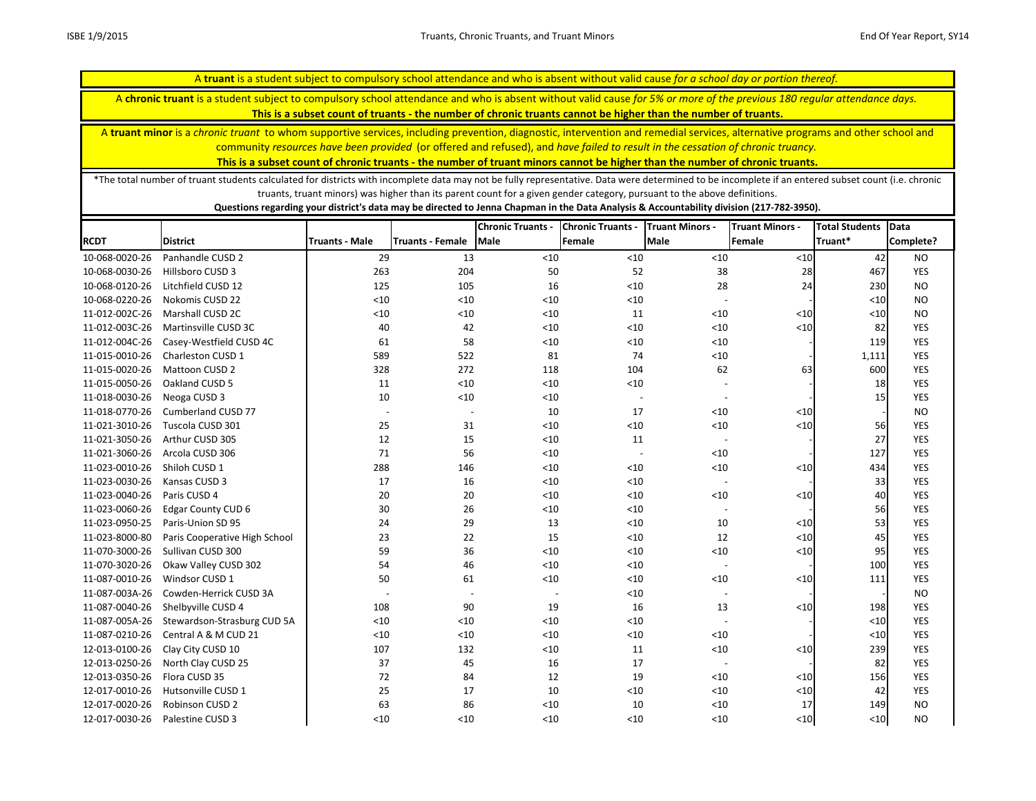A **truant** is a student subject to compulsory school attendance and who is absent without valid cause *for a school day or portion thereof.*

A **chronic truant** is a student subject to compulsory school attendance and who is absent without valid cause *for 5% or more of the previous 180 regular attendance days.*
**This is a subset count of truants - the number of chronic truants cannot be higher than the number of truants.**

A **truant minor** is a *chronic truant* to whom supportive services, including prevention, diagnostic, intervention and remedial services, alternative programs and other school and community *resources have been provided* (or offered and refused), and *have failed to result in the cessation of chronic truancy.*
**This is a subset count of chronic truants - the number of truant minors cannot be higher than the number of chronic truants.**

*The total number of truant students calculated for districts with incomplete data may not be fully representative. Data were determined to be incomplete if an entered subset count (i.e. chronic truants, truant minors) was higher than its parent count for a given gender category, pursuant to the above definitions.
**Questions regarding your district's data may be directed to Jenna Chapman in the Data Analysis & Accountability division (217-782-3950).**

| RCDT | District | Truants - Male | Truants - Female | Chronic Truants - Male | Chronic Truants - Female | Truant Minors - Male | Truant Minors - Female | Total Students Truant* | Data Complete? |
|---|---|---|---|---|---|---|---|---|---|
| 10-068-0020-26 | Panhandle CUSD 2 | 29 | 13 | <10 | <10 | <10 | <10 | 42 | NO |
| 10-068-0030-26 | Hillsboro CUSD 3 | 263 | 204 | 50 | 52 | 38 | 28 | 467 | YES |
| 10-068-0120-26 | Litchfield CUSD 12 | 125 | 105 | 16 | <10 | 28 | 24 | 230 | NO |
| 10-068-0220-26 | Nokomis CUSD 22 | <10 | <10 | <10 | <10 | - | - | <10 | NO |
| 11-012-002C-26 | Marshall CUSD 2C | <10 | <10 | <10 | 11 | <10 | <10 | <10 | NO |
| 11-012-003C-26 | Martinsville CUSD 3C | 40 | 42 | <10 | <10 | <10 | <10 | 82 | YES |
| 11-012-004C-26 | Casey-Westfield CUSD 4C | 61 | 58 | <10 | <10 | <10 | - | 119 | YES |
| 11-015-0010-26 | Charleston CUSD 1 | 589 | 522 | 81 | 74 | <10 | - | 1,111 | YES |
| 11-015-0020-26 | Mattoon CUSD 2 | 328 | 272 | 118 | 104 | 62 | 63 | 600 | YES |
| 11-015-0050-26 | Oakland CUSD 5 | 11 | <10 | <10 | <10 | - | - | 18 | YES |
| 11-018-0030-26 | Neoga CUSD 3 | 10 | <10 | <10 | - | - | - | 15 | YES |
| 11-018-0770-26 | Cumberland CUSD 77 | - | - | 10 | 17 | <10 | <10 | - | NO |
| 11-021-3010-26 | Tuscola CUSD 301 | 25 | 31 | <10 | <10 | <10 | <10 | 56 | YES |
| 11-021-3050-26 | Arthur CUSD 305 | 12 | 15 | <10 | 11 | - | - | 27 | YES |
| 11-021-3060-26 | Arcola CUSD 306 | 71 | 56 | <10 | - | <10 | - | 127 | YES |
| 11-023-0010-26 | Shiloh CUSD 1 | 288 | 146 | <10 | <10 | <10 | <10 | 434 | YES |
| 11-023-0030-26 | Kansas CUSD 3 | 17 | 16 | <10 | <10 | - | - | 33 | YES |
| 11-023-0040-26 | Paris CUSD 4 | 20 | 20 | <10 | <10 | <10 | <10 | 40 | YES |
| 11-023-0060-26 | Edgar County CUD 6 | 30 | 26 | <10 | <10 | - | - | 56 | YES |
| 11-023-0950-25 | Paris-Union SD 95 | 24 | 29 | 13 | <10 | 10 | <10 | 53 | YES |
| 11-023-8000-80 | Paris Cooperative High School | 23 | 22 | 15 | <10 | 12 | <10 | 45 | YES |
| 11-070-3000-26 | Sullivan CUSD 300 | 59 | 36 | <10 | <10 | <10 | <10 | 95 | YES |
| 11-070-3020-26 | Okaw Valley CUSD 302 | 54 | 46 | <10 | <10 | - | - | 100 | YES |
| 11-087-0010-26 | Windsor CUSD 1 | 50 | 61 | <10 | <10 | <10 | <10 | 111 | YES |
| 11-087-003A-26 | Cowden-Herrick CUSD 3A | - | - | - | <10 | - | - | - | NO |
| 11-087-0040-26 | Shelbyville CUSD 4 | 108 | 90 | 19 | 16 | 13 | <10 | 198 | YES |
| 11-087-005A-26 | Stewardson-Strasburg CUD 5A | <10 | <10 | <10 | <10 | - | - | <10 | YES |
| 11-087-0210-26 | Central A & M CUD 21 | <10 | <10 | <10 | <10 | <10 | - | <10 | YES |
| 12-013-0100-26 | Clay City CUSD 10 | 107 | 132 | <10 | 11 | <10 | <10 | 239 | YES |
| 12-013-0250-26 | North Clay CUSD 25 | 37 | 45 | 16 | 17 | - | - | 82 | YES |
| 12-013-0350-26 | Flora CUSD 35 | 72 | 84 | 12 | 19 | <10 | <10 | 156 | YES |
| 12-017-0010-26 | Hutsonville CUSD 1 | 25 | 17 | 10 | <10 | <10 | <10 | 42 | YES |
| 12-017-0020-26 | Robinson CUSD 2 | 63 | 86 | <10 | 10 | <10 | 17 | 149 | NO |
| 12-017-0030-26 | Palestine CUSD 3 | <10 | <10 | <10 | <10 | <10 | <10 | <10 | NO |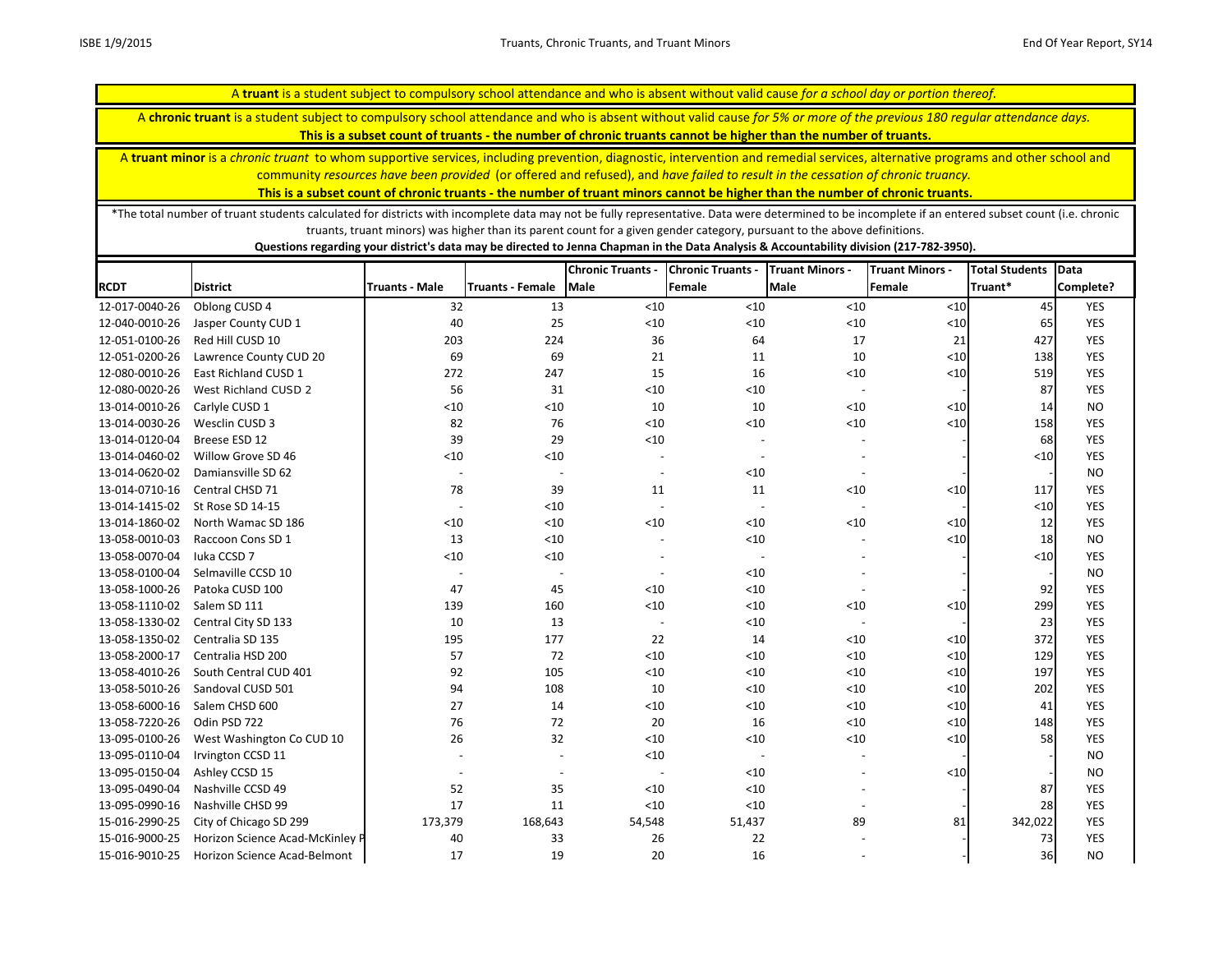A **truant** is a student subject to compulsory school attendance and who is absent without valid cause *for a school day or portion thereof.*

A **chronic truant** is a student subject to compulsory school attendance and who is absent without valid cause *for 5% or more of the previous 180 regular attendance days.*
**This is a subset count of truants - the number of chronic truants cannot be higher than the number of truants.**

A **truant minor** is a *chronic truant* to whom supportive services, including prevention, diagnostic, intervention and remedial services, alternative programs and other school and community *resources have been provided* (or offered and refused), and *have failed to result in the cessation of chronic truancy.*
**This is a subset count of chronic truants - the number of truant minors cannot be higher than the number of chronic truants.**

*The total number of truant students calculated for districts with incomplete data may not be fully representative. Data were determined to be incomplete if an entered subset count (i.e. chronic truants, truant minors) was higher than its parent count for a given gender category, pursuant to the above definitions.
**Questions regarding your district's data may be directed to Jenna Chapman in the Data Analysis & Accountability division (217-782-3950).**

| RCDT | District | Truants - Male | Truants - Female | Chronic Truants - Male | Chronic Truants - Female | Truant Minors - Male | Truant Minors - Female | Total Students Truant* | Data Complete? |
|---|---|---|---|---|---|---|---|---|---|
| 12-017-0040-26 | Oblong CUSD 4 | 32 | 13 | <10 | <10 | <10 | <10 | 45 | YES |
| 12-040-0010-26 | Jasper County CUD 1 | 40 | 25 | <10 | <10 | <10 | <10 | 65 | YES |
| 12-051-0100-26 | Red Hill CUSD 10 | 203 | 224 | 36 | 64 | 17 | 21 | 427 | YES |
| 12-051-0200-26 | Lawrence County CUD 20 | 69 | 69 | 21 | 11 | 10 | <10 | 138 | YES |
| 12-080-0010-26 | East Richland CUSD 1 | 272 | 247 | 15 | 16 | <10 | <10 | 519 | YES |
| 12-080-0020-26 | West Richland CUSD 2 | 56 | 31 | <10 | <10 | - | - | 87 | YES |
| 13-014-0010-26 | Carlyle CUSD 1 | <10 | <10 | 10 | 10 | <10 | <10 | 14 | NO |
| 13-014-0030-26 | Wesclin CUSD 3 | 82 | 76 | <10 | <10 | <10 | <10 | 158 | YES |
| 13-014-0120-04 | Breese ESD 12 | 39 | 29 | <10 | - | - | - | 68 | YES |
| 13-014-0460-02 | Willow Grove SD 46 | <10 | <10 | - | - | - | - | <10 | YES |
| 13-014-0620-02 | Damiansville SD 62 | - | - | - | <10 | - | - | - | NO |
| 13-014-0710-16 | Central CHSD 71 | 78 | 39 | 11 | 11 | <10 | <10 | 117 | YES |
| 13-014-1415-02 | St Rose SD 14-15 | - | <10 | - | - | - | - | <10 | YES |
| 13-014-1860-02 | North Wamac SD 186 | <10 | <10 | <10 | <10 | <10 | <10 | 12 | YES |
| 13-058-0010-03 | Raccoon Cons SD 1 | 13 | <10 | - | <10 | - | <10 | 18 | NO |
| 13-058-0070-04 | Iuka CCSD 7 | <10 | <10 | - | - | - | - | <10 | YES |
| 13-058-0100-04 | Selmaville CCSD 10 | - | - | - | <10 | - | - | - | NO |
| 13-058-1000-26 | Patoka CUSD 100 | 47 | 45 | <10 | <10 | - | - | 92 | YES |
| 13-058-1110-02 | Salem SD 111 | 139 | 160 | <10 | <10 | <10 | <10 | 299 | YES |
| 13-058-1330-02 | Central City SD 133 | 10 | 13 | - | <10 | - | - | 23 | YES |
| 13-058-1350-02 | Centralia SD 135 | 195 | 177 | 22 | 14 | <10 | <10 | 372 | YES |
| 13-058-2000-17 | Centralia HSD 200 | 57 | 72 | <10 | <10 | <10 | <10 | 129 | YES |
| 13-058-4010-26 | South Central CUD 401 | 92 | 105 | <10 | <10 | <10 | <10 | 197 | YES |
| 13-058-5010-26 | Sandoval CUSD 501 | 94 | 108 | 10 | <10 | <10 | <10 | 202 | YES |
| 13-058-6000-16 | Salem CHSD 600 | 27 | 14 | <10 | <10 | <10 | <10 | 41 | YES |
| 13-058-7220-26 | Odin PSD 722 | 76 | 72 | 20 | 16 | <10 | <10 | 148 | YES |
| 13-095-0100-26 | West Washington Co CUD 10 | 26 | 32 | <10 | <10 | <10 | <10 | 58 | YES |
| 13-095-0110-04 | Irvington CCSD 11 | - | - | <10 | - | - | - | - | NO |
| 13-095-0150-04 | Ashley CCSD 15 | - | - | - | <10 | - | <10 | - | NO |
| 13-095-0490-04 | Nashville CCSD 49 | 52 | 35 | <10 | <10 | - | - | 87 | YES |
| 13-095-0990-16 | Nashville CHSD 99 | 17 | 11 | <10 | <10 | - | - | 28 | YES |
| 15-016-2990-25 | City of Chicago SD 299 | 173,379 | 168,643 | 54,548 | 51,437 | 89 | 81 | 342,022 | YES |
| 15-016-9000-25 | Horizon Science Acad-McKinley P | 40 | 33 | 26 | 22 | - | - | 73 | YES |
| 15-016-9010-25 | Horizon Science Acad-Belmont | 17 | 19 | 20 | 16 | - | - | 36 | NO |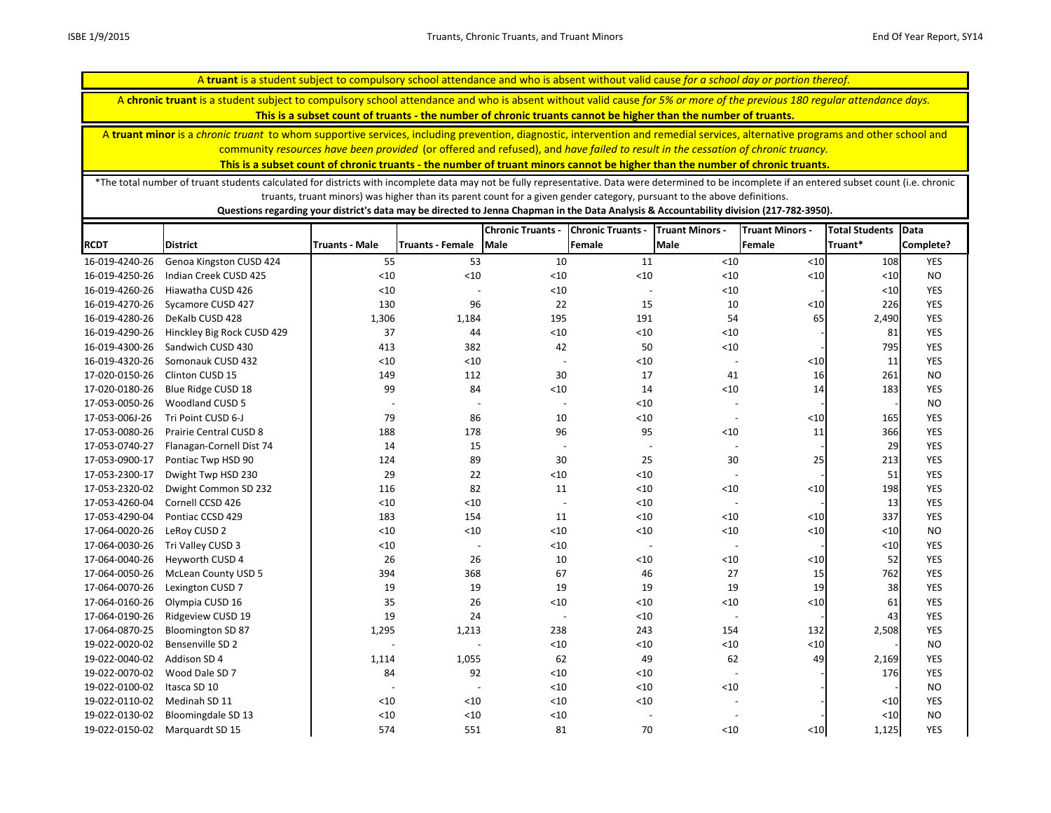A **truant** is a student subject to compulsory school attendance and who is absent without valid cause *for a school day or portion thereof.*

A **chronic truant** is a student subject to compulsory school attendance and who is absent without valid cause *for 5% or more of the previous 180 regular attendance days.*
**This is a subset count of truants - the number of chronic truants cannot be higher than the number of truants.**

A **truant minor** is a *chronic truant* to whom supportive services, including prevention, diagnostic, intervention and remedial services, alternative programs and other school and community *resources have been provided* (or offered and refused), and *have failed to result in the cessation of chronic truancy.*
**This is a subset count of chronic truants - the number of truant minors cannot be higher than the number of chronic truants.**

*The total number of truant students calculated for districts with incomplete data may not be fully representative. Data were determined to be incomplete if an entered subset count (i.e. chronic truants, truant minors) was higher than its parent count for a given gender category, pursuant to the above definitions.
**Questions regarding your district's data may be directed to Jenna Chapman in the Data Analysis & Accountability division (217-782-3950).**

| RCDT | District | Truants - Male | Truants - Female | Chronic Truants - Male | Chronic Truants - Female | Truant Minors - Male | Truant Minors - Female | Total Students Truant* | Data Complete? |
|---|---|---|---|---|---|---|---|---|---|
| 16-019-4240-26 | Genoa Kingston CUSD 424 | 55 | 53 | 10 | 11 | <10 | <10 | 108 | YES |
| 16-019-4250-26 | Indian Creek CUSD 425 | <10 | <10 | <10 | <10 | <10 | <10 | <10 | NO |
| 16-019-4260-26 | Hiawatha CUSD 426 | <10 | - | <10 | - | <10 | - | <10 | YES |
| 16-019-4270-26 | Sycamore CUSD 427 | 130 | 96 | 22 | 15 | 10 | <10 | 226 | YES |
| 16-019-4280-26 | DeKalb CUSD 428 | 1,306 | 1,184 | 195 | 191 | 54 | 65 | 2,490 | YES |
| 16-019-4290-26 | Hinckley Big Rock CUSD 429 | 37 | 44 | <10 | <10 | <10 | - | 81 | YES |
| 16-019-4300-26 | Sandwich CUSD 430 | 413 | 382 | 42 | 50 | <10 | - | 795 | YES |
| 16-019-4320-26 | Somonauk CUSD 432 | <10 | <10 | - | <10 | - | <10 | 11 | YES |
| 17-020-0150-26 | Clinton CUSD 15 | 149 | 112 | 30 | 17 | 41 | 16 | 261 | NO |
| 17-020-0180-26 | Blue Ridge CUSD 18 | 99 | 84 | <10 | 14 | <10 | 14 | 183 | YES |
| 17-053-0050-26 | Woodland CUSD 5 | - | - | - | <10 | - | - | - | NO |
| 17-053-006J-26 | Tri Point CUSD 6-J | 79 | 86 | 10 | <10 | - | <10 | 165 | YES |
| 17-053-0080-26 | Prairie Central CUSD 8 | 188 | 178 | 96 | 95 | <10 | 11 | 366 | YES |
| 17-053-0740-27 | Flanagan-Cornell Dist 74 | 14 | 15 | - | - | - | - | 29 | YES |
| 17-053-0900-17 | Pontiac Twp HSD 90 | 124 | 89 | 30 | 25 | 30 | 25 | 213 | YES |
| 17-053-2300-17 | Dwight Twp HSD 230 | 29 | 22 | <10 | <10 | - | - | 51 | YES |
| 17-053-2320-02 | Dwight Common SD 232 | 116 | 82 | 11 | <10 | <10 | <10 | 198 | YES |
| 17-053-4260-04 | Cornell CCSD 426 | <10 | <10 | - | <10 | - | - | 13 | YES |
| 17-053-4290-04 | Pontiac CCSD 429 | 183 | 154 | 11 | <10 | <10 | <10 | 337 | YES |
| 17-064-0020-26 | LeRoy CUSD 2 | <10 | <10 | <10 | <10 | <10 | <10 | <10 | NO |
| 17-064-0030-26 | Tri Valley CUSD 3 | <10 | - | <10 | - | - | - | <10 | YES |
| 17-064-0040-26 | Heyworth CUSD 4 | 26 | 26 | 10 | <10 | <10 | <10 | 52 | YES |
| 17-064-0050-26 | McLean County USD 5 | 394 | 368 | 67 | 46 | 27 | 15 | 762 | YES |
| 17-064-0070-26 | Lexington CUSD 7 | 19 | 19 | 19 | 19 | 19 | 19 | 38 | YES |
| 17-064-0160-26 | Olympia CUSD 16 | 35 | 26 | <10 | <10 | <10 | <10 | 61 | YES |
| 17-064-0190-26 | Ridgeview CUSD 19 | 19 | 24 | - | <10 | - | - | 43 | YES |
| 17-064-0870-25 | Bloomington SD 87 | 1,295 | 1,213 | 238 | 243 | 154 | 132 | 2,508 | YES |
| 19-022-0020-02 | Bensenville SD 2 | - | - | <10 | <10 | <10 | <10 | - | NO |
| 19-022-0040-02 | Addison SD 4 | 1,114 | 1,055 | 62 | 49 | 62 | 49 | 2,169 | YES |
| 19-022-0070-02 | Wood Dale SD 7 | 84 | 92 | <10 | <10 | - | - | 176 | YES |
| 19-022-0100-02 | Itasca SD 10 | - | - | <10 | <10 | <10 | - | - | NO |
| 19-022-0110-02 | Medinah SD 11 | <10 | <10 | <10 | <10 | - | - | <10 | YES |
| 19-022-0130-02 | Bloomingdale SD 13 | <10 | <10 | <10 | - | - | - | <10 | NO |
| 19-022-0150-02 | Marquardt SD 15 | 574 | 551 | 81 | 70 | <10 | <10 | 1,125 | YES |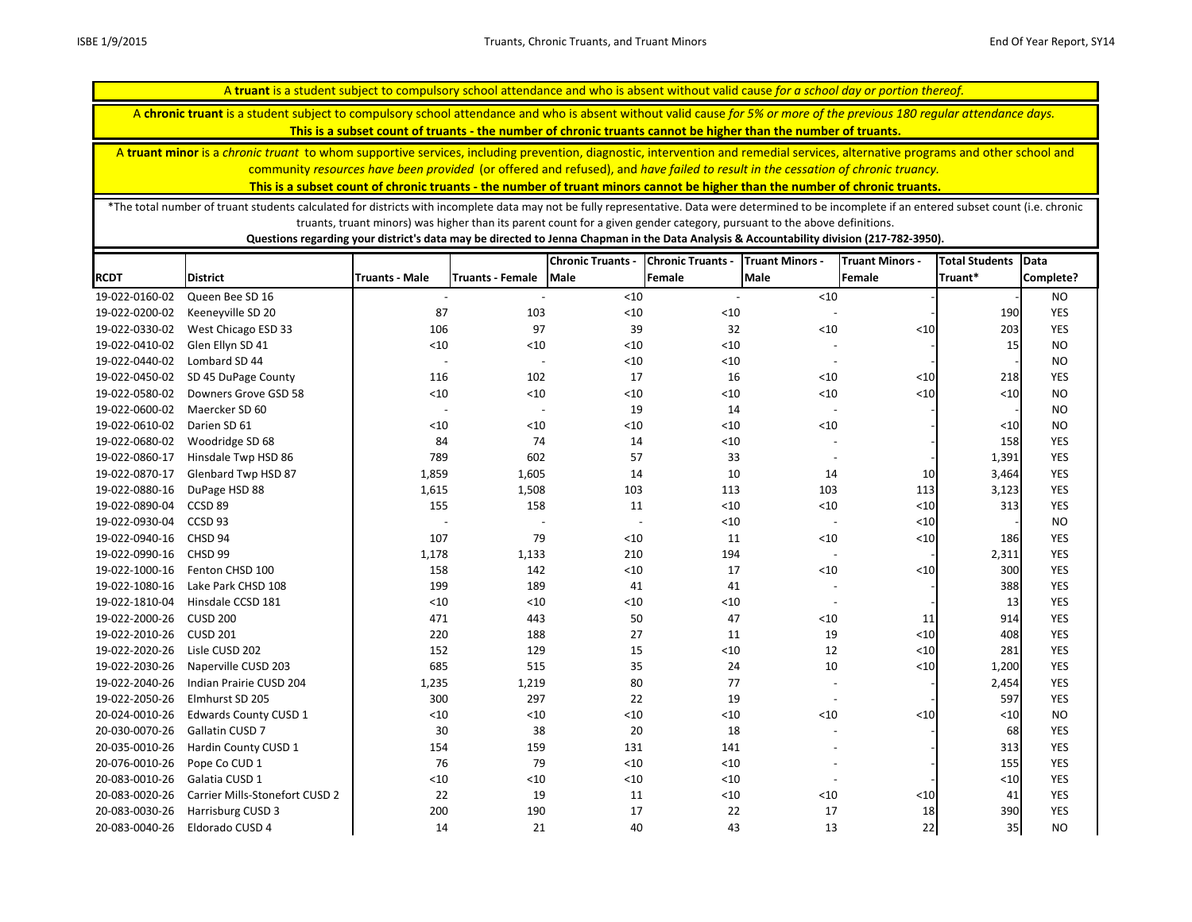A **truant** is a student subject to compulsory school attendance and who is absent without valid cause *for a school day or portion thereof.*

A **chronic truant** is a student subject to compulsory school attendance and who is absent without valid cause *for 5% or more of the previous 180 regular attendance days.*
**This is a subset count of truants - the number of chronic truants cannot be higher than the number of truants.**

A **truant minor** is a *chronic truant* to whom supportive services, including prevention, diagnostic, intervention and remedial services, alternative programs and other school and community *resources have been provided* (or offered and refused), and *have failed to result in the cessation of chronic truancy.*
**This is a subset count of chronic truants - the number of truant minors cannot be higher than the number of chronic truants.**

*The total number of truant students calculated for districts with incomplete data may not be fully representative. Data were determined to be incomplete if an entered subset count (i.e. chronic truants, truant minors) was higher than its parent count for a given gender category, pursuant to the above definitions.
**Questions regarding your district's data may be directed to Jenna Chapman in the Data Analysis & Accountability division (217-782-3950).**

| RCDT | District | Truants - Male | Truants - Female | Chronic Truants - Male | Chronic Truants - Female | Truant Minors - Male | Truant Minors - Female | Total Students Truant* | Data Complete? |
|---|---|---|---|---|---|---|---|---|---|
| 19-022-0160-02 | Queen Bee SD 16 | - | - | <10 | - | <10 | - | - | NO |
| 19-022-0200-02 | Keeneyville SD 20 | 87 | 103 | <10 | <10 | - | - | 190 | YES |
| 19-022-0330-02 | West Chicago ESD 33 | 106 | 97 | 39 | 32 | <10 | <10 | 203 | YES |
| 19-022-0410-02 | Glen Ellyn SD 41 | <10 | <10 | <10 | <10 | - | - | 15 | NO |
| 19-022-0440-02 | Lombard SD 44 | - | - | <10 | <10 | - | - | - | NO |
| 19-022-0450-02 | SD 45 DuPage County | 116 | 102 | 17 | 16 | <10 | <10 | 218 | YES |
| 19-022-0580-02 | Downers Grove GSD 58 | <10 | <10 | <10 | <10 | <10 | <10 | <10 | NO |
| 19-022-0600-02 | Maercker SD 60 | - | - | 19 | 14 | - | - | - | NO |
| 19-022-0610-02 | Darien SD 61 | <10 | <10 | <10 | <10 | <10 | - | <10 | NO |
| 19-022-0680-02 | Woodridge SD 68 | 84 | 74 | 14 | <10 | - | - | 158 | YES |
| 19-022-0860-17 | Hinsdale Twp HSD 86 | 789 | 602 | 57 | 33 | - | - | 1,391 | YES |
| 19-022-0870-17 | Glenbard Twp HSD 87 | 1,859 | 1,605 | 14 | 10 | 14 | 10 | 3,464 | YES |
| 19-022-0880-16 | DuPage HSD 88 | 1,615 | 1,508 | 103 | 113 | 103 | 113 | 3,123 | YES |
| 19-022-0890-04 | CCSD 89 | 155 | 158 | 11 | <10 | <10 | <10 | 313 | YES |
| 19-022-0930-04 | CCSD 93 | - | - | - | <10 | - | <10 | - | NO |
| 19-022-0940-16 | CHSD 94 | 107 | 79 | <10 | 11 | <10 | <10 | 186 | YES |
| 19-022-0990-16 | CHSD 99 | 1,178 | 1,133 | 210 | 194 | - | - | 2,311 | YES |
| 19-022-1000-16 | Fenton CHSD 100 | 158 | 142 | <10 | 17 | <10 | <10 | 300 | YES |
| 19-022-1080-16 | Lake Park CHSD 108 | 199 | 189 | 41 | 41 | - | - | 388 | YES |
| 19-022-1810-04 | Hinsdale CCSD 181 | <10 | <10 | <10 | <10 | - | - | 13 | YES |
| 19-022-2000-26 | CUSD 200 | 471 | 443 | 50 | 47 | <10 | 11 | 914 | YES |
| 19-022-2010-26 | CUSD 201 | 220 | 188 | 27 | 11 | 19 | <10 | 408 | YES |
| 19-022-2020-26 | Lisle CUSD 202 | 152 | 129 | 15 | <10 | 12 | <10 | 281 | YES |
| 19-022-2030-26 | Naperville CUSD 203 | 685 | 515 | 35 | 24 | 10 | <10 | 1,200 | YES |
| 19-022-2040-26 | Indian Prairie CUSD 204 | 1,235 | 1,219 | 80 | 77 | - | - | 2,454 | YES |
| 19-022-2050-26 | Elmhurst SD 205 | 300 | 297 | 22 | 19 | - | - | 597 | YES |
| 20-024-0010-26 | Edwards County CUSD 1 | <10 | <10 | <10 | <10 | <10 | <10 | <10 | NO |
| 20-030-0070-26 | Gallatin CUSD 7 | 30 | 38 | 20 | 18 | - | - | 68 | YES |
| 20-035-0010-26 | Hardin County CUSD 1 | 154 | 159 | 131 | 141 | - | - | 313 | YES |
| 20-076-0010-26 | Pope Co CUD 1 | 76 | 79 | <10 | <10 | - | - | 155 | YES |
| 20-083-0010-26 | Galatia CUSD 1 | <10 | <10 | <10 | <10 | - | - | <10 | YES |
| 20-083-0020-26 | Carrier Mills-Stonefort CUSD 2 | 22 | 19 | 11 | <10 | <10 | <10 | 41 | YES |
| 20-083-0030-26 | Harrisburg CUSD 3 | 200 | 190 | 17 | 22 | 17 | 18 | 390 | YES |
| 20-083-0040-26 | Eldorado CUSD 4 | 14 | 21 | 40 | 43 | 13 | 22 | 35 | NO |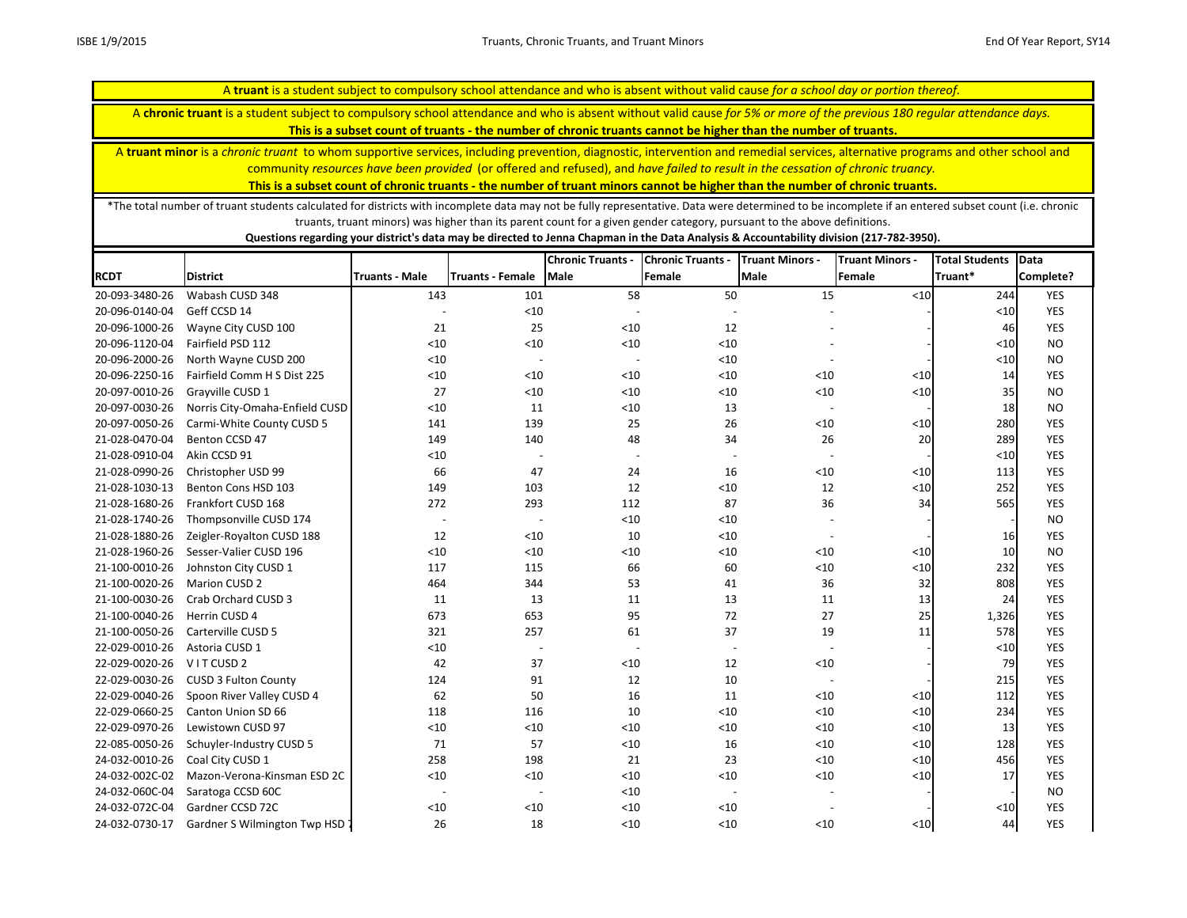A **truant** is a student subject to compulsory school attendance and who is absent without valid cause *for a school day or portion thereof.*

A **chronic truant** is a student subject to compulsory school attendance and who is absent without valid cause *for 5% or more of the previous 180 regular attendance days.*
**This is a subset count of truants - the number of chronic truants cannot be higher than the number of truants.**

A **truant minor** is a *chronic truant* to whom supportive services, including prevention, diagnostic, intervention and remedial services, alternative programs and other school and community *resources have been provided* (or offered and refused), and *have failed to result in the cessation of chronic truancy.*
**This is a subset count of chronic truants - the number of truant minors cannot be higher than the number of chronic truants.**

*The total number of truant students calculated for districts with incomplete data may not be fully representative. Data were determined to be incomplete if an entered subset count (i.e. chronic truants, truant minors) was higher than its parent count for a given gender category, pursuant to the above definitions.
**Questions regarding your district's data may be directed to Jenna Chapman in the Data Analysis & Accountability division (217-782-3950).**

| RCDT | District | Truants - Male | Truants - Female | Chronic Truants - Male | Chronic Truants - Female | Truant Minors - Male | Truant Minors - Female | Total Students Truant* | Data Complete? |
|---|---|---|---|---|---|---|---|---|---|
| 20-093-3480-26 | Wabash CUSD 348 | 143 | 101 | 58 | 50 | 15 | <10 | 244 | YES |
| 20-096-0140-04 | Geff CCSD 14 | - | <10 | - | - | - | - | <10 | YES |
| 20-096-1000-26 | Wayne City CUSD 100 | 21 | 25 | <10 | 12 | - | - | 46 | YES |
| 20-096-1120-04 | Fairfield PSD 112 | <10 | <10 | <10 | <10 | - | - | <10 | NO |
| 20-096-2000-26 | North Wayne CUSD 200 | <10 | - | - | <10 | - | - | <10 | NO |
| 20-096-2250-16 | Fairfield Comm H S Dist 225 | <10 | <10 | <10 | <10 | <10 | <10 | 14 | YES |
| 20-097-0010-26 | Grayville CUSD 1 | 27 | <10 | <10 | <10 | <10 | <10 | 35 | NO |
| 20-097-0030-26 | Norris City-Omaha-Enfield CUSD | <10 | 11 | <10 | 13 | - | - | 18 | NO |
| 20-097-0050-26 | Carmi-White County CUSD 5 | 141 | 139 | 25 | 26 | <10 | <10 | 280 | YES |
| 21-028-0470-04 | Benton CCSD 47 | 149 | 140 | 48 | 34 | 26 | 20 | 289 | YES |
| 21-028-0910-04 | Akin CCSD 91 | <10 | - | - | - | - | - | <10 | YES |
| 21-028-0990-26 | Christopher USD 99 | 66 | 47 | 24 | 16 | <10 | <10 | 113 | YES |
| 21-028-1030-13 | Benton Cons HSD 103 | 149 | 103 | 12 | <10 | 12 | <10 | 252 | YES |
| 21-028-1680-26 | Frankfort CUSD 168 | 272 | 293 | 112 | 87 | 36 | 34 | 565 | YES |
| 21-028-1740-26 | Thompsonville CUSD 174 | - | - | <10 | <10 | - | - | - | NO |
| 21-028-1880-26 | Zeigler-Royalton CUSD 188 | 12 | <10 | 10 | <10 | - | - | 16 | YES |
| 21-028-1960-26 | Sesser-Valier CUSD 196 | <10 | <10 | <10 | <10 | <10 | <10 | 10 | NO |
| 21-100-0010-26 | Johnston City CUSD 1 | 117 | 115 | 66 | 60 | <10 | <10 | 232 | YES |
| 21-100-0020-26 | Marion CUSD 2 | 464 | 344 | 53 | 41 | 36 | 32 | 808 | YES |
| 21-100-0030-26 | Crab Orchard CUSD 3 | 11 | 13 | 11 | 13 | 11 | 13 | 24 | YES |
| 21-100-0040-26 | Herrin CUSD 4 | 673 | 653 | 95 | 72 | 27 | 25 | 1,326 | YES |
| 21-100-0050-26 | Carterville CUSD 5 | 321 | 257 | 61 | 37 | 19 | 11 | 578 | YES |
| 22-029-0010-26 | Astoria CUSD 1 | <10 | - | - | - | - | - | <10 | YES |
| 22-029-0020-26 | V I T CUSD 2 | 42 | 37 | <10 | 12 | <10 | - | 79 | YES |
| 22-029-0030-26 | CUSD 3 Fulton County | 124 | 91 | 12 | 10 | - | - | 215 | YES |
| 22-029-0040-26 | Spoon River Valley CUSD 4 | 62 | 50 | 16 | 11 | <10 | <10 | 112 | YES |
| 22-029-0660-25 | Canton Union SD 66 | 118 | 116 | 10 | <10 | <10 | <10 | 234 | YES |
| 22-029-0970-26 | Lewistown CUSD 97 | <10 | <10 | <10 | <10 | <10 | <10 | 13 | YES |
| 22-085-0050-26 | Schuyler-Industry CUSD 5 | 71 | 57 | <10 | 16 | <10 | <10 | 128 | YES |
| 24-032-0010-26 | Coal City CUSD 1 | 258 | 198 | 21 | 23 | <10 | <10 | 456 | YES |
| 24-032-002C-02 | Mazon-Verona-Kinsman ESD 2C | <10 | <10 | <10 | <10 | <10 | <10 | 17 | YES |
| 24-032-060C-04 | Saratoga CCSD 60C | - | - | <10 | - | - | - | - | NO |
| 24-032-072C-04 | Gardner CCSD 72C | <10 | <10 | <10 | <10 | - | - | <10 | YES |
| 24-032-0730-17 | Gardner S Wilmington Twp HSD 7 | 26 | 18 | <10 | <10 | <10 | <10 | 44 | YES |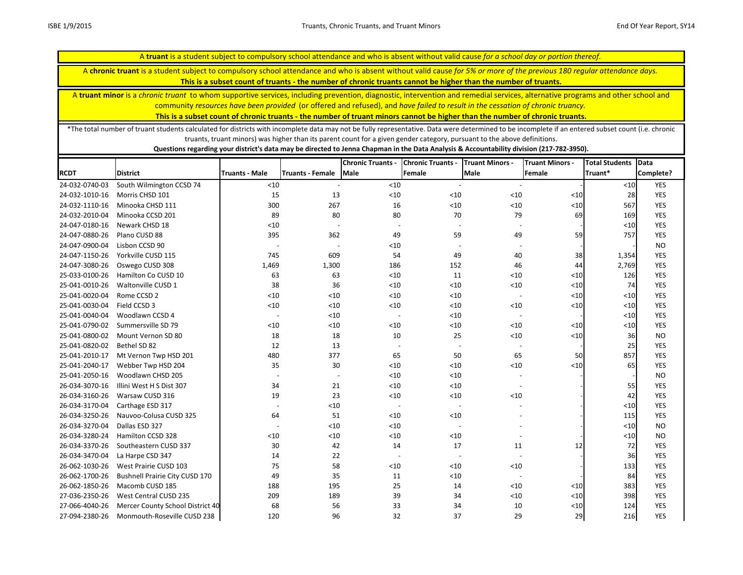A **truant** is a student subject to compulsory school attendance and who is absent without valid cause *for a school day or portion thereof.*

A **chronic truant** is a student subject to compulsory school attendance and who is absent without valid cause *for 5% or more of the previous 180 regular attendance days.*
**This is a subset count of truants - the number of chronic truants cannot be higher than the number of truants.**

A **truant minor** is a *chronic truant* to whom supportive services, including prevention, diagnostic, intervention and remedial services, alternative programs and other school and community *resources have been provided* (or offered and refused), and *have failed to result in the cessation of chronic truancy.*
**This is a subset count of chronic truants - the number of truant minors cannot be higher than the number of chronic truants.**

*The total number of truant students calculated for districts with incomplete data may not be fully representative. Data were determined to be incomplete if an entered subset count (i.e. chronic truants, truant minors) was higher than its parent count for a given gender category, pursuant to the above definitions.
**Questions regarding your district's data may be directed to Jenna Chapman in the Data Analysis & Accountability division (217-782-3950).**

| RCDT | District | Truants - Male | Truants - Female | Chronic Truants - Male | Chronic Truants - Female | Truant Minors - Male | Truant Minors - Female | Total Students Truant* | Data Complete? |
|---|---|---|---|---|---|---|---|---|---|
| 24-032-0740-03 | South Wilmington CCSD 74 | <10 | - | <10 | - | - | - | <10 | YES |
| 24-032-1010-16 | Morris CHSD 101 | 15 | 13 | <10 | <10 | <10 | <10 | 28 | YES |
| 24-032-1110-16 | Minooka CHSD 111 | 300 | 267 | 16 | <10 | <10 | <10 | 567 | YES |
| 24-032-2010-04 | Minooka CCSD 201 | 89 | 80 | 80 | 70 | 79 | 69 | 169 | YES |
| 24-047-0180-16 | Newark CHSD 18 | <10 | - | - | - | - | - | <10 | YES |
| 24-047-0880-26 | Plano CUSD 88 | 395 | 362 | 49 | 59 | 49 | 59 | 757 | YES |
| 24-047-0900-04 | Lisbon CCSD 90 | - | - | <10 | - | - | - | - | NO |
| 24-047-1150-26 | Yorkville CUSD 115 | 745 | 609 | 54 | 49 | 40 | 38 | 1,354 | YES |
| 24-047-3080-26 | Oswego CUSD 308 | 1,469 | 1,300 | 186 | 152 | 46 | 44 | 2,769 | YES |
| 25-033-0100-26 | Hamilton Co CUSD 10 | 63 | 63 | <10 | 11 | <10 | <10 | 126 | YES |
| 25-041-0010-26 | Waltonville CUSD 1 | 38 | 36 | <10 | <10 | <10 | <10 | 74 | YES |
| 25-041-0020-04 | Rome CCSD 2 | <10 | <10 | <10 | <10 | - | <10 | <10 | YES |
| 25-041-0030-04 | Field CCSD 3 | <10 | <10 | <10 | <10 | <10 | <10 | <10 | YES |
| 25-041-0040-04 | Woodlawn CCSD 4 | - | <10 | - | <10 | - | - | <10 | YES |
| 25-041-0790-02 | Summersville SD 79 | <10 | <10 | <10 | <10 | <10 | <10 | <10 | YES |
| 25-041-0800-02 | Mount Vernon SD 80 | 18 | 18 | 10 | 25 | <10 | <10 | 36 | NO |
| 25-041-0820-02 | Bethel SD 82 | 12 | 13 | - | - | - | - | 25 | YES |
| 25-041-2010-17 | Mt Vernon Twp HSD 201 | 480 | 377 | 65 | 50 | 65 | 50 | 857 | YES |
| 25-041-2040-17 | Webber Twp HSD 204 | 35 | 30 | <10 | <10 | <10 | <10 | 65 | YES |
| 25-041-2050-16 | Woodlawn CHSD 205 | - | - | <10 | <10 | - | - | - | NO |
| 26-034-3070-16 | Illini West H S Dist 307 | 34 | 21 | <10 | <10 | - | - | 55 | YES |
| 26-034-3160-26 | Warsaw CUSD 316 | 19 | 23 | <10 | <10 | <10 | - | 42 | YES |
| 26-034-3170-04 | Carthage ESD 317 | - | <10 | - | - | - | - | <10 | YES |
| 26-034-3250-26 | Nauvoo-Colusa CUSD 325 | 64 | 51 | <10 | <10 | - | - | 115 | YES |
| 26-034-3270-04 | Dallas ESD 327 | - | <10 | <10 | - | - | - | <10 | NO |
| 26-034-3280-24 | Hamilton CCSD 328 | <10 | <10 | <10 | <10 | - | - | <10 | NO |
| 26-034-3370-26 | Southeastern CUSD 337 | 30 | 42 | 14 | 17 | 11 | 12 | 72 | YES |
| 26-034-3470-04 | La Harpe CSD 347 | 14 | 22 | - | - | - | - | 36 | YES |
| 26-062-1030-26 | West Prairie CUSD 103 | 75 | 58 | <10 | <10 | <10 | - | 133 | YES |
| 26-062-1700-26 | Bushnell Prairie City CUSD 170 | 49 | 35 | 11 | <10 | - | - | 84 | YES |
| 26-062-1850-26 | Macomb CUSD 185 | 188 | 195 | 25 | 14 | <10 | <10 | 383 | YES |
| 27-036-2350-26 | West Central CUSD 235 | 209 | 189 | 39 | 34 | <10 | <10 | 398 | YES |
| 27-066-4040-26 | Mercer County School District 40 | 68 | 56 | 33 | 34 | 10 | <10 | 124 | YES |
| 27-094-2380-26 | Monmouth-Roseville CUSD 238 | 120 | 96 | 32 | 37 | 29 | 29 | 216 | YES |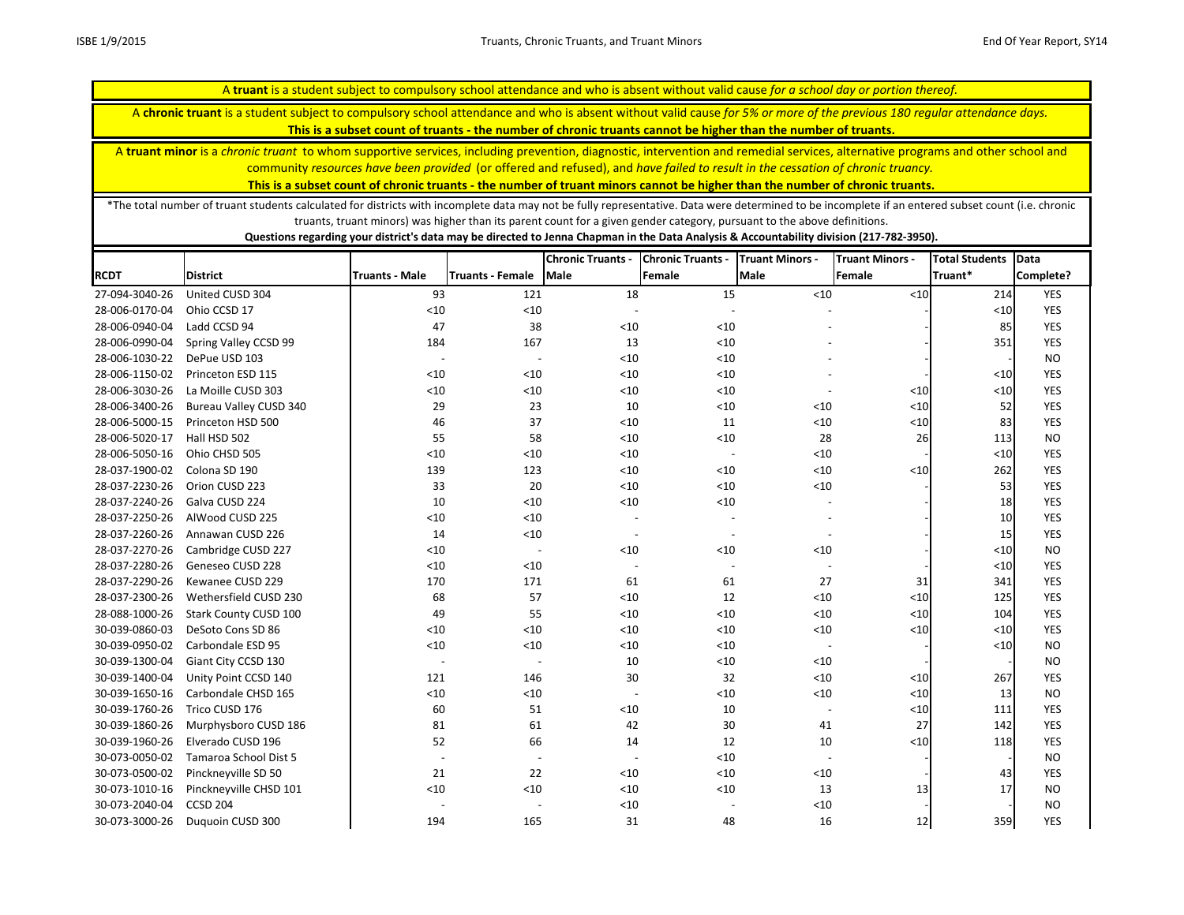A **truant** is a student subject to compulsory school attendance and who is absent without valid cause *for a school day or portion thereof.*

A **chronic truant** is a student subject to compulsory school attendance and who is absent without valid cause *for 5% or more of the previous 180 regular attendance days.*
**This is a subset count of truants - the number of chronic truants cannot be higher than the number of truants.**

A **truant minor** is a *chronic truant* to whom supportive services, including prevention, diagnostic, intervention and remedial services, alternative programs and other school and community *resources have been provided* (or offered and refused), and *have failed to result in the cessation of chronic truancy.*
**This is a subset count of chronic truants - the number of truant minors cannot be higher than the number of chronic truants.**

*The total number of truant students calculated for districts with incomplete data may not be fully representative. Data were determined to be incomplete if an entered subset count (i.e. chronic truants, truant minors) was higher than its parent count for a given gender category, pursuant to the above definitions.
**Questions regarding your district's data may be directed to Jenna Chapman in the Data Analysis & Accountability division (217-782-3950).**

| RCDT | District | Truants - Male | Truants - Female | Chronic Truants - Male | Chronic Truants - Female | Truant Minors - Male | Truant Minors - Female | Total Students Truant* | Data Complete? |
|---|---|---|---|---|---|---|---|---|---|
| 27-094-3040-26 | United CUSD 304 | 93 | 121 | 18 | 15 | <10 | <10 | 214 | YES |
| 28-006-0170-04 | Ohio CCSD 17 | <10 | <10 | - | - | - | - | <10 | YES |
| 28-006-0940-04 | Ladd CCSD 94 | 47 | 38 | <10 | <10 | - | - | 85 | YES |
| 28-006-0990-04 | Spring Valley CCSD 99 | 184 | 167 | 13 | <10 | - | - | 351 | YES |
| 28-006-1030-22 | DePue USD 103 | - | - | <10 | <10 | - | - | - | NO |
| 28-006-1150-02 | Princeton ESD 115 | <10 | <10 | <10 | <10 | - | - | <10 | YES |
| 28-006-3030-26 | La Moille CUSD 303 | <10 | <10 | <10 | <10 | - | <10 | <10 | YES |
| 28-006-3400-26 | Bureau Valley CUSD 340 | 29 | 23 | 10 | <10 | <10 | <10 | 52 | YES |
| 28-006-5000-15 | Princeton HSD 500 | 46 | 37 | <10 | 11 | <10 | <10 | 83 | YES |
| 28-006-5020-17 | Hall HSD 502 | 55 | 58 | <10 | <10 | 28 | 26 | 113 | NO |
| 28-006-5050-16 | Ohio CHSD 505 | <10 | <10 | <10 | - | <10 | - | <10 | YES |
| 28-037-1900-02 | Colona SD 190 | 139 | 123 | <10 | <10 | <10 | <10 | 262 | YES |
| 28-037-2230-26 | Orion CUSD 223 | 33 | 20 | <10 | <10 | <10 | - | 53 | YES |
| 28-037-2240-26 | Galva CUSD 224 | 10 | <10 | <10 | <10 | - | - | 18 | YES |
| 28-037-2250-26 | AlWood CUSD 225 | <10 | <10 | - | - | - | - | 10 | YES |
| 28-037-2260-26 | Annawan CUSD 226 | 14 | <10 | - | - | - | - | 15 | YES |
| 28-037-2270-26 | Cambridge CUSD 227 | <10 | - | <10 | <10 | <10 | - | <10 | NO |
| 28-037-2280-26 | Geneseo CUSD 228 | <10 | <10 | - | - | - | - | <10 | YES |
| 28-037-2290-26 | Kewanee CUSD 229 | 170 | 171 | 61 | 61 | 27 | 31 | 341 | YES |
| 28-037-2300-26 | Wethersfield CUSD 230 | 68 | 57 | <10 | 12 | <10 | <10 | 125 | YES |
| 28-088-1000-26 | Stark County CUSD 100 | 49 | 55 | <10 | <10 | <10 | <10 | 104 | YES |
| 30-039-0860-03 | DeSoto Cons SD 86 | <10 | <10 | <10 | <10 | <10 | <10 | <10 | YES |
| 30-039-0950-02 | Carbondale ESD 95 | <10 | <10 | <10 | <10 | - | - | <10 | NO |
| 30-039-1300-04 | Giant City CCSD 130 | - | - | 10 | <10 | <10 | - | - | NO |
| 30-039-1400-04 | Unity Point CCSD 140 | 121 | 146 | 30 | 32 | <10 | <10 | 267 | YES |
| 30-039-1650-16 | Carbondale CHSD 165 | <10 | <10 | - | <10 | <10 | <10 | 13 | NO |
| 30-039-1760-26 | Trico CUSD 176 | 60 | 51 | <10 | 10 | - | <10 | 111 | YES |
| 30-039-1860-26 | Murphysboro CUSD 186 | 81 | 61 | 42 | 30 | 41 | 27 | 142 | YES |
| 30-039-1960-26 | Elverado CUSD 196 | 52 | 66 | 14 | 12 | 10 | <10 | 118 | YES |
| 30-073-0050-02 | Tamaroa School Dist 5 | - | - | - | <10 | - | - | - | NO |
| 30-073-0500-02 | Pinckneyville SD 50 | 21 | 22 | <10 | <10 | <10 | - | 43 | YES |
| 30-073-1010-16 | Pinckneyville CHSD 101 | <10 | <10 | <10 | <10 | 13 | 13 | 17 | NO |
| 30-073-2040-04 | CCSD 204 | - | - | <10 | - | <10 | - | - | NO |
| 30-073-3000-26 | Duquoin CUSD 300 | 194 | 165 | 31 | 48 | 16 | 12 | 359 | YES |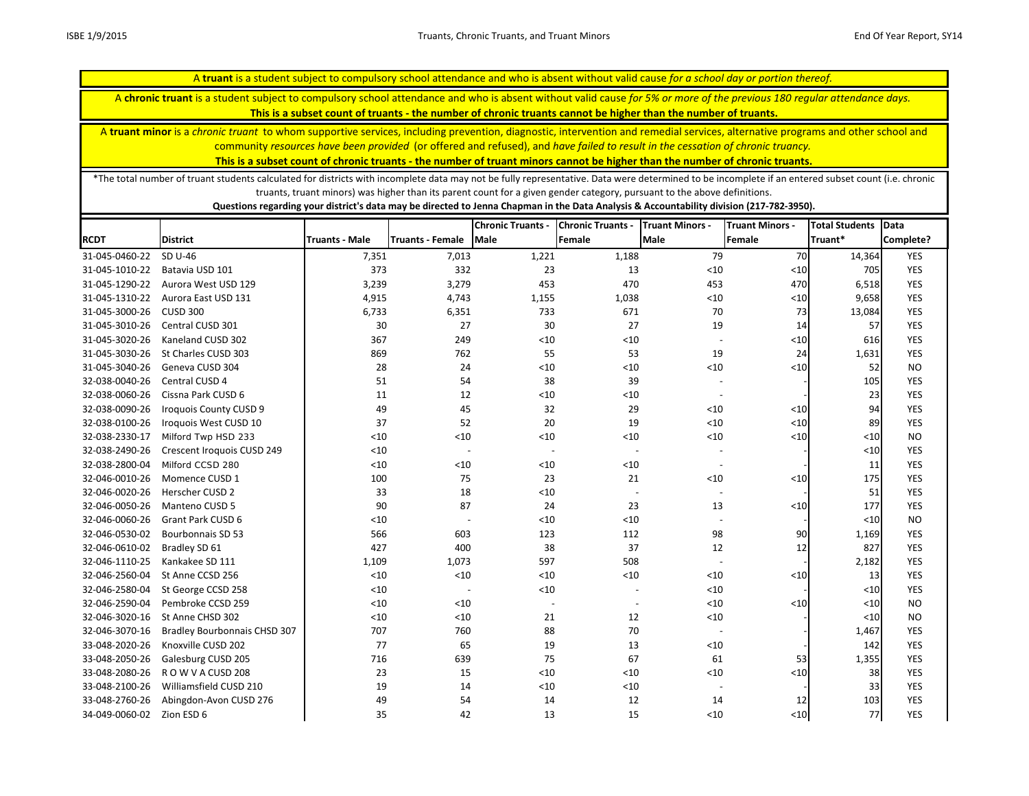A **truant** is a student subject to compulsory school attendance and who is absent without valid cause *for a school day or portion thereof.*

A **chronic truant** is a student subject to compulsory school attendance and who is absent without valid cause *for 5% or more of the previous 180 regular attendance days.*
**This is a subset count of truants - the number of chronic truants cannot be higher than the number of truants.**

A **truant minor** is a *chronic truant* to whom supportive services, including prevention, diagnostic, intervention and remedial services, alternative programs and other school and community *resources have been provided* (or offered and refused), and *have failed to result in the cessation of chronic truancy.*
**This is a subset count of chronic truants - the number of truant minors cannot be higher than the number of chronic truants.**

*The total number of truant students calculated for districts with incomplete data may not be fully representative. Data were determined to be incomplete if an entered subset count (i.e. chronic truants, truant minors) was higher than its parent count for a given gender category, pursuant to the above definitions.
**Questions regarding your district's data may be directed to Jenna Chapman in the Data Analysis & Accountability division (217-782-3950).**

| RCDT | District | Truants - Male | Truants - Female | Chronic Truants - Male | Chronic Truants - Female | Truant Minors - Male | Truant Minors - Female | Total Students Truant* | Data Complete? |
|---|---|---|---|---|---|---|---|---|---|
| 31-045-0460-22 | SD U-46 | 7,351 | 7,013 | 1,221 | 1,188 | 79 | 70 | 14,364 | YES |
| 31-045-1010-22 | Batavia USD 101 | 373 | 332 | 23 | 13 | <10 | <10 | 705 | YES |
| 31-045-1290-22 | Aurora West USD 129 | 3,239 | 3,279 | 453 | 470 | 453 | 470 | 6,518 | YES |
| 31-045-1310-22 | Aurora East USD 131 | 4,915 | 4,743 | 1,155 | 1,038 | <10 | <10 | 9,658 | YES |
| 31-045-3000-26 | CUSD 300 | 6,733 | 6,351 | 733 | 671 | 70 | 73 | 13,084 | YES |
| 31-045-3010-26 | Central CUSD 301 | 30 | 27 | 30 | 27 | 19 | 14 | 57 | YES |
| 31-045-3020-26 | Kaneland CUSD 302 | 367 | 249 | <10 | <10 | - | <10 | 616 | YES |
| 31-045-3030-26 | St Charles CUSD 303 | 869 | 762 | 55 | 53 | 19 | 24 | 1,631 | YES |
| 31-045-3040-26 | Geneva CUSD 304 | 28 | 24 | <10 | <10 | <10 | <10 | 52 | NO |
| 32-038-0040-26 | Central CUSD 4 | 51 | 54 | 38 | 39 | - | - | 105 | YES |
| 32-038-0060-26 | Cissna Park CUSD 6 | 11 | 12 | <10 | <10 | - | - | 23 | YES |
| 32-038-0090-26 | Iroquois County CUSD 9 | 49 | 45 | 32 | 29 | <10 | <10 | 94 | YES |
| 32-038-0100-26 | Iroquois West CUSD 10 | 37 | 52 | 20 | 19 | <10 | <10 | 89 | YES |
| 32-038-2330-17 | Milford Twp HSD 233 | <10 | <10 | <10 | <10 | <10 | <10 | <10 | NO |
| 32-038-2490-26 | Crescent Iroquois CUSD 249 | <10 | - | - | - | - | - | <10 | YES |
| 32-038-2800-04 | Milford CCSD 280 | <10 | <10 | <10 | <10 | - | - | 11 | YES |
| 32-046-0010-26 | Momence CUSD 1 | 100 | 75 | 23 | 21 | <10 | <10 | 175 | YES |
| 32-046-0020-26 | Herscher CUSD 2 | 33 | 18 | <10 | - | - | - | 51 | YES |
| 32-046-0050-26 | Manteno CUSD 5 | 90 | 87 | 24 | 23 | 13 | <10 | 177 | YES |
| 32-046-0060-26 | Grant Park CUSD 6 | <10 | - | <10 | <10 | - | - | <10 | NO |
| 32-046-0530-02 | Bourbonnais SD 53 | 566 | 603 | 123 | 112 | 98 | 90 | 1,169 | YES |
| 32-046-0610-02 | Bradley SD 61 | 427 | 400 | 38 | 37 | 12 | 12 | 827 | YES |
| 32-046-1110-25 | Kankakee SD 111 | 1,109 | 1,073 | 597 | 508 | - | - | 2,182 | YES |
| 32-046-2560-04 | St Anne CCSD 256 | <10 | <10 | <10 | <10 | <10 | <10 | 13 | YES |
| 32-046-2580-04 | St George CCSD 258 | <10 | - | <10 | - | <10 | - | <10 | YES |
| 32-046-2590-04 | Pembroke CCSD 259 | <10 | <10 | - | - | <10 | <10 | <10 | NO |
| 32-046-3020-16 | St Anne CHSD 302 | <10 | <10 | 21 | 12 | <10 | - | <10 | NO |
| 32-046-3070-16 | Bradley Bourbonnais CHSD 307 | 707 | 760 | 88 | 70 | - | - | 1,467 | YES |
| 33-048-2020-26 | Knoxville CUSD 202 | 77 | 65 | 19 | 13 | <10 | - | 142 | YES |
| 33-048-2050-26 | Galesburg CUSD 205 | 716 | 639 | 75 | 67 | 61 | 53 | 1,355 | YES |
| 33-048-2080-26 | R O W V A CUSD 208 | 23 | 15 | <10 | <10 | <10 | <10 | 38 | YES |
| 33-048-2100-26 | Williamsfield CUSD 210 | 19 | 14 | <10 | <10 | - | - | 33 | YES |
| 33-048-2760-26 | Abingdon-Avon CUSD 276 | 49 | 54 | 14 | 12 | 14 | 12 | 103 | YES |
| 34-049-0060-02 | Zion ESD 6 | 35 | 42 | 13 | 15 | <10 | <10 | 77 | YES |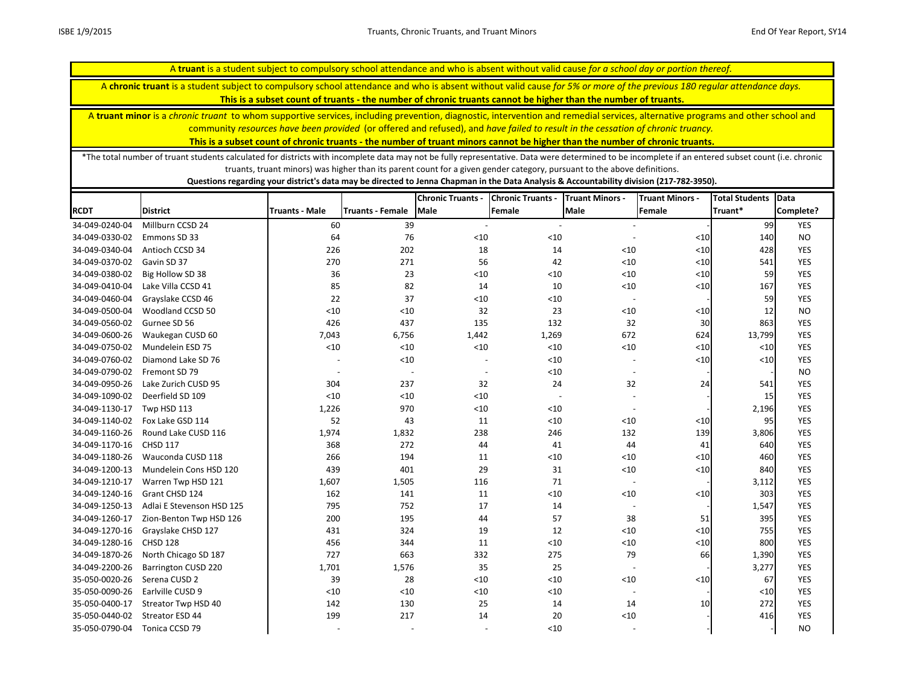A **truant** is a student subject to compulsory school attendance and who is absent without valid cause *for a school day or portion thereof.*

A **chronic truant** is a student subject to compulsory school attendance and who is absent without valid cause *for 5% or more of the previous 180 regular attendance days.*
**This is a subset count of truants - the number of chronic truants cannot be higher than the number of truants.**

A **truant minor** is a *chronic truant* to whom supportive services, including prevention, diagnostic, intervention and remedial services, alternative programs and other school and community *resources have been provided* (or offered and refused), and *have failed to result in the cessation of chronic truancy.*
**This is a subset count of chronic truants - the number of truant minors cannot be higher than the number of chronic truants.**

*The total number of truant students calculated for districts with incomplete data may not be fully representative. Data were determined to be incomplete if an entered subset count (i.e. chronic truants, truant minors) was higher than its parent count for a given gender category, pursuant to the above definitions.
**Questions regarding your district's data may be directed to Jenna Chapman in the Data Analysis & Accountability division (217-782-3950).**

| RCDT | District | Truants - Male | Truants - Female | Chronic Truants - Male | Chronic Truants - Female | Truant Minors - Male | Truant Minors - Female | Total Students Truant* | Data Complete? |
|---|---|---|---|---|---|---|---|---|---|
| 34-049-0240-04 | Millburn CCSD 24 | 60 | 39 | - | - | - | - | 99 | YES |
| 34-049-0330-02 | Emmons SD 33 | 64 | 76 | <10 | <10 | - | <10 | 140 | NO |
| 34-049-0340-04 | Antioch CCSD 34 | 226 | 202 | 18 | 14 | <10 | <10 | 428 | YES |
| 34-049-0370-02 | Gavin SD 37 | 270 | 271 | 56 | 42 | <10 | <10 | 541 | YES |
| 34-049-0380-02 | Big Hollow SD 38 | 36 | 23 | <10 | <10 | <10 | <10 | 59 | YES |
| 34-049-0410-04 | Lake Villa CCSD 41 | 85 | 82 | 14 | 10 | <10 | <10 | 167 | YES |
| 34-049-0460-04 | Grayslake CCSD 46 | 22 | 37 | <10 | <10 | - | - | 59 | YES |
| 34-049-0500-04 | Woodland CCSD 50 | <10 | <10 | 32 | 23 | <10 | <10 | 12 | NO |
| 34-049-0560-02 | Gurnee SD 56 | 426 | 437 | 135 | 132 | 32 | 30 | 863 | YES |
| 34-049-0600-26 | Waukegan CUSD 60 | 7,043 | 6,756 | 1,442 | 1,269 | 672 | 624 | 13,799 | YES |
| 34-049-0750-02 | Mundelein ESD 75 | <10 | <10 | <10 | <10 | <10 | <10 | <10 | YES |
| 34-049-0760-02 | Diamond Lake SD 76 | - | <10 | - | <10 | - | <10 | <10 | YES |
| 34-049-0790-02 | Fremont SD 79 | - | - | - | <10 | - | - | - | NO |
| 34-049-0950-26 | Lake Zurich CUSD 95 | 304 | 237 | 32 | 24 | 32 | 24 | 541 | YES |
| 34-049-1090-02 | Deerfield SD 109 | <10 | <10 | <10 | - | - | - | 15 | YES |
| 34-049-1130-17 | Twp HSD 113 | 1,226 | 970 | <10 | <10 | - | - | 2,196 | YES |
| 34-049-1140-02 | Fox Lake GSD 114 | 52 | 43 | 11 | <10 | <10 | <10 | 95 | YES |
| 34-049-1160-26 | Round Lake CUSD 116 | 1,974 | 1,832 | 238 | 246 | 132 | 139 | 3,806 | YES |
| 34-049-1170-16 | CHSD 117 | 368 | 272 | 44 | 41 | 44 | 41 | 640 | YES |
| 34-049-1180-26 | Wauconda CUSD 118 | 266 | 194 | 11 | <10 | <10 | <10 | 460 | YES |
| 34-049-1200-13 | Mundelein Cons HSD 120 | 439 | 401 | 29 | 31 | <10 | <10 | 840 | YES |
| 34-049-1210-17 | Warren Twp HSD 121 | 1,607 | 1,505 | 116 | 71 | - | - | 3,112 | YES |
| 34-049-1240-16 | Grant CHSD 124 | 162 | 141 | 11 | <10 | <10 | <10 | 303 | YES |
| 34-049-1250-13 | Adlai E Stevenson HSD 125 | 795 | 752 | 17 | 14 | - | - | 1,547 | YES |
| 34-049-1260-17 | Zion-Benton Twp HSD 126 | 200 | 195 | 44 | 57 | 38 | 51 | 395 | YES |
| 34-049-1270-16 | Grayslake CHSD 127 | 431 | 324 | 19 | 12 | <10 | <10 | 755 | YES |
| 34-049-1280-16 | CHSD 128 | 456 | 344 | 11 | <10 | <10 | <10 | 800 | YES |
| 34-049-1870-26 | North Chicago SD 187 | 727 | 663 | 332 | 275 | 79 | 66 | 1,390 | YES |
| 34-049-2200-26 | Barrington CUSD 220 | 1,701 | 1,576 | 35 | 25 | - | - | 3,277 | YES |
| 35-050-0020-26 | Serena CUSD 2 | 39 | 28 | <10 | <10 | <10 | <10 | 67 | YES |
| 35-050-0090-26 | Earlville CUSD 9 | <10 | <10 | <10 | <10 | - | - | <10 | YES |
| 35-050-0400-17 | Streator Twp HSD 40 | 142 | 130 | 25 | 14 | 14 | 10 | 272 | YES |
| 35-050-0440-02 | Streator ESD 44 | 199 | 217 | 14 | 20 | <10 | - | 416 | YES |
| 35-050-0790-04 | Tonica CCSD 79 | - | - | - | <10 | - | - | - | NO |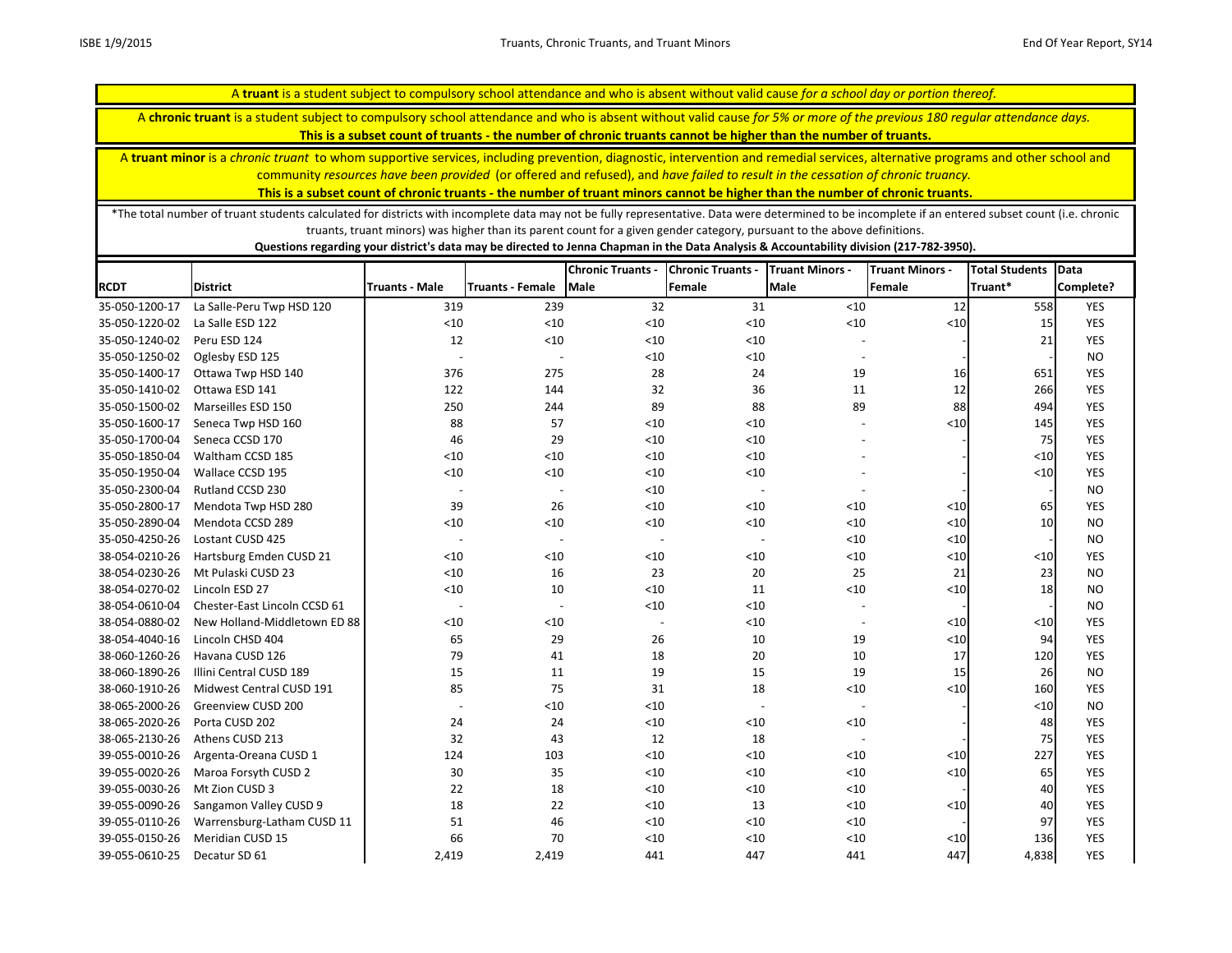A **truant** is a student subject to compulsory school attendance and who is absent without valid cause *for a school day or portion thereof.*

A **chronic truant** is a student subject to compulsory school attendance and who is absent without valid cause *for 5% or more of the previous 180 regular attendance days.*
**This is a subset count of truants - the number of chronic truants cannot be higher than the number of truants.**

A **truant minor** is a *chronic truant* to whom supportive services, including prevention, diagnostic, intervention and remedial services, alternative programs and other school and community *resources have been provided* (or offered and refused), and *have failed to result in the cessation of chronic truancy.*
**This is a subset count of chronic truants - the number of truant minors cannot be higher than the number of chronic truants.**

*The total number of truant students calculated for districts with incomplete data may not be fully representative. Data were determined to be incomplete if an entered subset count (i.e. chronic truants, truant minors) was higher than its parent count for a given gender category, pursuant to the above definitions.
**Questions regarding your district's data may be directed to Jenna Chapman in the Data Analysis & Accountability division (217-782-3950).**

| RCDT | District | Truants - Male | Truants - Female | Chronic Truants - Male | Chronic Truants - Female | Truant Minors - Male | Truant Minors - Female | Total Students Truant* | Data Complete? |
|---|---|---|---|---|---|---|---|---|---|
| 35-050-1200-17 | La Salle-Peru Twp HSD 120 | 319 | 239 | 32 | 31 | <10 | 12 | 558 | YES |
| 35-050-1220-02 | La Salle ESD 122 | <10 | <10 | <10 | <10 | <10 | <10 | 15 | YES |
| 35-050-1240-02 | Peru ESD 124 | 12 | <10 | <10 | <10 | - | - | 21 | YES |
| 35-050-1250-02 | Oglesby ESD 125 | - | - | <10 | <10 | - | - | - | NO |
| 35-050-1400-17 | Ottawa Twp HSD 140 | 376 | 275 | 28 | 24 | 19 | 16 | 651 | YES |
| 35-050-1410-02 | Ottawa ESD 141 | 122 | 144 | 32 | 36 | 11 | 12 | 266 | YES |
| 35-050-1500-02 | Marseilles ESD 150 | 250 | 244 | 89 | 88 | 89 | 88 | 494 | YES |
| 35-050-1600-17 | Seneca Twp HSD 160 | 88 | 57 | <10 | <10 | - | <10 | 145 | YES |
| 35-050-1700-04 | Seneca CCSD 170 | 46 | 29 | <10 | <10 | - | - | 75 | YES |
| 35-050-1850-04 | Waltham CCSD 185 | <10 | <10 | <10 | <10 | - | - | <10 | YES |
| 35-050-1950-04 | Wallace CCSD 195 | <10 | <10 | <10 | <10 | - | - | <10 | YES |
| 35-050-2300-04 | Rutland CCSD 230 | - | - | <10 | - | - | - | - | NO |
| 35-050-2800-17 | Mendota Twp HSD 280 | 39 | 26 | <10 | <10 | <10 | <10 | 65 | YES |
| 35-050-2890-04 | Mendota CCSD 289 | <10 | <10 | <10 | <10 | <10 | <10 | 10 | NO |
| 35-050-4250-26 | Lostant CUSD 425 | - | - | - | - | <10 | <10 | - | NO |
| 38-054-0210-26 | Hartsburg Emden CUSD 21 | <10 | <10 | <10 | <10 | <10 | <10 | <10 | YES |
| 38-054-0230-26 | Mt Pulaski CUSD 23 | <10 | 16 | 23 | 20 | 25 | 21 | 23 | NO |
| 38-054-0270-02 | Lincoln ESD 27 | <10 | 10 | <10 | 11 | <10 | <10 | 18 | NO |
| 38-054-0610-04 | Chester-East Lincoln CCSD 61 | - | - | <10 | <10 | - | - | - | NO |
| 38-054-0880-02 | New Holland-Middletown ED 88 | <10 | <10 | - | <10 | - | <10 | <10 | YES |
| 38-054-4040-16 | Lincoln CHSD 404 | 65 | 29 | 26 | 10 | 19 | <10 | 94 | YES |
| 38-060-1260-26 | Havana CUSD 126 | 79 | 41 | 18 | 20 | 10 | 17 | 120 | YES |
| 38-060-1890-26 | Illini Central CUSD 189 | 15 | 11 | 19 | 15 | 19 | 15 | 26 | NO |
| 38-060-1910-26 | Midwest Central CUSD 191 | 85 | 75 | 31 | 18 | <10 | <10 | 160 | YES |
| 38-065-2000-26 | Greenview CUSD 200 | - | <10 | <10 | - | - | - | <10 | NO |
| 38-065-2020-26 | Porta CUSD 202 | 24 | 24 | <10 | <10 | <10 | - | 48 | YES |
| 38-065-2130-26 | Athens CUSD 213 | 32 | 43 | 12 | 18 | - | - | 75 | YES |
| 39-055-0010-26 | Argenta-Oreana CUSD 1 | 124 | 103 | <10 | <10 | <10 | <10 | 227 | YES |
| 39-055-0020-26 | Maroa Forsyth CUSD 2 | 30 | 35 | <10 | <10 | <10 | <10 | 65 | YES |
| 39-055-0030-26 | Mt Zion CUSD 3 | 22 | 18 | <10 | <10 | <10 | - | 40 | YES |
| 39-055-0090-26 | Sangamon Valley CUSD 9 | 18 | 22 | <10 | 13 | <10 | <10 | 40 | YES |
| 39-055-0110-26 | Warrensburg-Latham CUSD 11 | 51 | 46 | <10 | <10 | <10 | - | 97 | YES |
| 39-055-0150-26 | Meridian CUSD 15 | 66 | 70 | <10 | <10 | <10 | <10 | 136 | YES |
| 39-055-0610-25 | Decatur SD 61 | 2,419 | 2,419 | 441 | 447 | 441 | 447 | 4,838 | YES |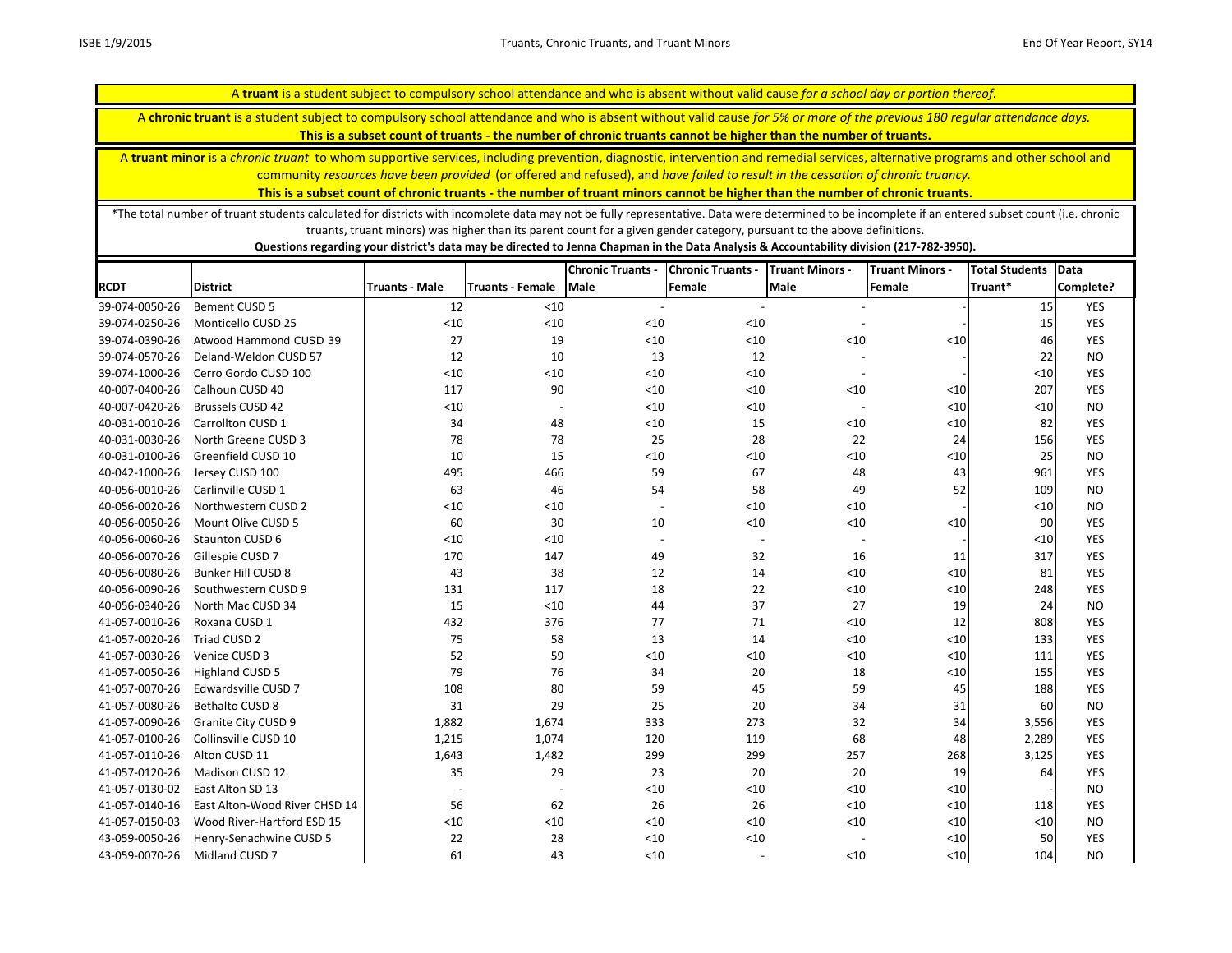A **truant** is a student subject to compulsory school attendance and who is absent without valid cause *for a school day or portion thereof.*

A **chronic truant** is a student subject to compulsory school attendance and who is absent without valid cause *for 5% or more of the previous 180 regular attendance days.*
**This is a subset count of truants - the number of chronic truants cannot be higher than the number of truants.**

A **truant minor** is a *chronic truant* to whom supportive services, including prevention, diagnostic, intervention and remedial services, alternative programs and other school and community *resources have been provided* (or offered and refused), and *have failed to result in the cessation of chronic truancy.*
**This is a subset count of chronic truants - the number of truant minors cannot be higher than the number of chronic truants.**

*The total number of truant students calculated for districts with incomplete data may not be fully representative. Data were determined to be incomplete if an entered subset count (i.e. chronic truants, truant minors) was higher than its parent count for a given gender category, pursuant to the above definitions.
**Questions regarding your district's data may be directed to Jenna Chapman in the Data Analysis & Accountability division (217-782-3950).**

| RCDT | District | Truants - Male | Truants - Female | Chronic Truants - Male | Chronic Truants - Female | Truant Minors - Male | Truant Minors - Female | Total Students Truant* | Data Complete? |
|---|---|---|---|---|---|---|---|---|---|
| 39-074-0050-26 | Bement CUSD 5 | 12 | <10 | - | - | - | - | 15 | YES |
| 39-074-0250-26 | Monticello CUSD 25 | <10 | <10 | <10 | <10 | - | - | 15 | YES |
| 39-074-0390-26 | Atwood Hammond CUSD 39 | 27 | 19 | <10 | <10 | <10 | <10 | 46 | YES |
| 39-074-0570-26 | Deland-Weldon CUSD 57 | 12 | 10 | 13 | 12 | - | - | 22 | NO |
| 39-074-1000-26 | Cerro Gordo CUSD 100 | <10 | <10 | <10 | <10 | - | - | <10 | YES |
| 40-007-0400-26 | Calhoun CUSD 40 | 117 | 90 | <10 | <10 | <10 | <10 | 207 | YES |
| 40-007-0420-26 | Brussels CUSD 42 | <10 | - | <10 | <10 | - | <10 | <10 | NO |
| 40-031-0010-26 | Carrollton CUSD 1 | 34 | 48 | <10 | 15 | <10 | <10 | 82 | YES |
| 40-031-0030-26 | North Greene CUSD 3 | 78 | 78 | 25 | 28 | 22 | 24 | 156 | YES |
| 40-031-0100-26 | Greenfield CUSD 10 | 10 | 15 | <10 | <10 | <10 | <10 | 25 | NO |
| 40-042-1000-26 | Jersey CUSD 100 | 495 | 466 | 59 | 67 | 48 | 43 | 961 | YES |
| 40-056-0010-26 | Carlinville CUSD 1 | 63 | 46 | 54 | 58 | 49 | 52 | 109 | NO |
| 40-056-0020-26 | Northwestern CUSD 2 | <10 | <10 | - | <10 | <10 | - | <10 | NO |
| 40-056-0050-26 | Mount Olive CUSD 5 | 60 | 30 | 10 | <10 | <10 | <10 | 90 | YES |
| 40-056-0060-26 | Staunton CUSD 6 | <10 | <10 | - | - | - | - | <10 | YES |
| 40-056-0070-26 | Gillespie CUSD 7 | 170 | 147 | 49 | 32 | 16 | 11 | 317 | YES |
| 40-056-0080-26 | Bunker Hill CUSD 8 | 43 | 38 | 12 | 14 | <10 | <10 | 81 | YES |
| 40-056-0090-26 | Southwestern CUSD 9 | 131 | 117 | 18 | 22 | <10 | <10 | 248 | YES |
| 40-056-0340-26 | North Mac CUSD 34 | 15 | <10 | 44 | 37 | 27 | 19 | 24 | NO |
| 41-057-0010-26 | Roxana CUSD 1 | 432 | 376 | 77 | 71 | <10 | 12 | 808 | YES |
| 41-057-0020-26 | Triad CUSD 2 | 75 | 58 | 13 | 14 | <10 | <10 | 133 | YES |
| 41-057-0030-26 | Venice CUSD 3 | 52 | 59 | <10 | <10 | <10 | <10 | 111 | YES |
| 41-057-0050-26 | Highland CUSD 5 | 79 | 76 | 34 | 20 | 18 | <10 | 155 | YES |
| 41-057-0070-26 | Edwardsville CUSD 7 | 108 | 80 | 59 | 45 | 59 | 45 | 188 | YES |
| 41-057-0080-26 | Bethalto CUSD 8 | 31 | 29 | 25 | 20 | 34 | 31 | 60 | NO |
| 41-057-0090-26 | Granite City CUSD 9 | 1,882 | 1,674 | 333 | 273 | 32 | 34 | 3,556 | YES |
| 41-057-0100-26 | Collinsville CUSD 10 | 1,215 | 1,074 | 120 | 119 | 68 | 48 | 2,289 | YES |
| 41-057-0110-26 | Alton CUSD 11 | 1,643 | 1,482 | 299 | 299 | 257 | 268 | 3,125 | YES |
| 41-057-0120-26 | Madison CUSD 12 | 35 | 29 | 23 | 20 | 20 | 19 | 64 | YES |
| 41-057-0130-02 | East Alton SD 13 | - | - | <10 | <10 | <10 | <10 | - | NO |
| 41-057-0140-16 | East Alton-Wood River CHSD 14 | 56 | 62 | 26 | 26 | <10 | <10 | 118 | YES |
| 41-057-0150-03 | Wood River-Hartford ESD 15 | <10 | <10 | <10 | <10 | <10 | <10 | <10 | NO |
| 43-059-0050-26 | Henry-Senachwine CUSD 5 | 22 | 28 | <10 | <10 | - | <10 | 50 | YES |
| 43-059-0070-26 | Midland CUSD 7 | 61 | 43 | <10 | - | <10 | <10 | 104 | NO |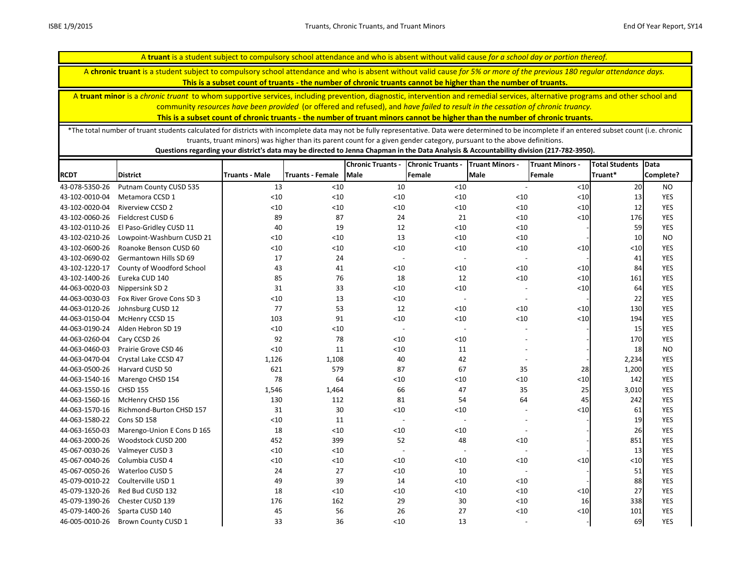A **truant** is a student subject to compulsory school attendance and who is absent without valid cause *for a school day or portion thereof.*

A **chronic truant** is a student subject to compulsory school attendance and who is absent without valid cause *for 5% or more of the previous 180 regular attendance days.*
**This is a subset count of truants - the number of chronic truants cannot be higher than the number of truants.**

A **truant minor** is a *chronic truant* to whom supportive services, including prevention, diagnostic, intervention and remedial services, alternative programs and other school and community *resources have been provided* (or offered and refused), and *have failed to result in the cessation of chronic truancy.*
**This is a subset count of chronic truants - the number of truant minors cannot be higher than the number of chronic truants.**

*The total number of truant students calculated for districts with incomplete data may not be fully representative. Data were determined to be incomplete if an entered subset count (i.e. chronic truants, truant minors) was higher than its parent count for a given gender category, pursuant to the above definitions.
**Questions regarding your district's data may be directed to Jenna Chapman in the Data Analysis & Accountability division (217-782-3950).**

| RCDT | District | Truants - Male | Truants - Female | Chronic Truants - Male | Chronic Truants - Female | Truant Minors - Male | Truant Minors - Female | Total Students Truant* | Data Complete? |
|---|---|---|---|---|---|---|---|---|---|
| 43-078-5350-26 | Putnam County CUSD 535 | 13 | <10 | 10 | <10 | - | <10 | 20 | NO |
| 43-102-0010-04 | Metamora CCSD 1 | <10 | <10 | <10 | <10 | <10 | <10 | 13 | YES |
| 43-102-0020-04 | Riverview CCSD 2 | <10 | <10 | <10 | <10 | <10 | <10 | 12 | YES |
| 43-102-0060-26 | Fieldcrest CUSD 6 | 89 | 87 | 24 | 21 | <10 | <10 | 176 | YES |
| 43-102-0110-26 | El Paso-Gridley CUSD 11 | 40 | 19 | 12 | <10 | <10 | - | 59 | YES |
| 43-102-0210-26 | Lowpoint-Washburn CUSD 21 | <10 | <10 | 13 | <10 | <10 | - | 10 | NO |
| 43-102-0600-26 | Roanoke Benson CUSD 60 | <10 | <10 | <10 | <10 | <10 | <10 | <10 | YES |
| 43-102-0690-02 | Germantown Hills SD 69 | 17 | 24 | - | - | - | - | 41 | YES |
| 43-102-1220-17 | County of Woodford School | 43 | 41 | <10 | <10 | <10 | <10 | 84 | YES |
| 43-102-1400-26 | Eureka CUD 140 | 85 | 76 | 18 | 12 | <10 | <10 | 161 | YES |
| 44-063-0020-03 | Nippersink SD 2 | 31 | 33 | <10 | <10 | - | <10 | 64 | YES |
| 44-063-0030-03 | Fox River Grove Cons SD 3 | <10 | 13 | <10 | - | - | - | 22 | YES |
| 44-063-0120-26 | Johnsburg CUSD 12 | 77 | 53 | 12 | <10 | <10 | <10 | 130 | YES |
| 44-063-0150-04 | McHenry CCSD 15 | 103 | 91 | <10 | <10 | <10 | <10 | 194 | YES |
| 44-063-0190-24 | Alden Hebron SD 19 | <10 | <10 | - | - | - | - | 15 | YES |
| 44-063-0260-04 | Cary CCSD 26 | 92 | 78 | <10 | <10 | - | - | 170 | YES |
| 44-063-0460-03 | Prairie Grove CSD 46 | <10 | 11 | <10 | 11 | - | - | 18 | NO |
| 44-063-0470-04 | Crystal Lake CCSD 47 | 1,126 | 1,108 | 40 | 42 | - | - | 2,234 | YES |
| 44-063-0500-26 | Harvard CUSD 50 | 621 | 579 | 87 | 67 | 35 | 28 | 1,200 | YES |
| 44-063-1540-16 | Marengo CHSD 154 | 78 | 64 | <10 | <10 | <10 | <10 | 142 | YES |
| 44-063-1550-16 | CHSD 155 | 1,546 | 1,464 | 66 | 47 | 35 | 25 | 3,010 | YES |
| 44-063-1560-16 | McHenry CHSD 156 | 130 | 112 | 81 | 54 | 64 | 45 | 242 | YES |
| 44-063-1570-16 | Richmond-Burton CHSD 157 | 31 | 30 | <10 | <10 | - | <10 | 61 | YES |
| 44-063-1580-22 | Cons SD 158 | <10 | 11 | - | - | - | - | 19 | YES |
| 44-063-1650-03 | Marengo-Union E Cons D 165 | 18 | <10 | <10 | <10 | - | - | 26 | YES |
| 44-063-2000-26 | Woodstock CUSD 200 | 452 | 399 | 52 | 48 | <10 | - | 851 | YES |
| 45-067-0030-26 | Valmeyer CUSD 3 | <10 | <10 | - | - | - | - | 13 | YES |
| 45-067-0040-26 | Columbia CUSD 4 | <10 | <10 | <10 | <10 | <10 | <10 | <10 | YES |
| 45-067-0050-26 | Waterloo CUSD 5 | 24 | 27 | <10 | 10 | - | - | 51 | YES |
| 45-079-0010-22 | Coulterville USD 1 | 49 | 39 | 14 | <10 | <10 | - | 88 | YES |
| 45-079-1320-26 | Red Bud CUSD 132 | 18 | <10 | <10 | <10 | <10 | <10 | 27 | YES |
| 45-079-1390-26 | Chester CUSD 139 | 176 | 162 | 29 | 30 | <10 | 16 | 338 | YES |
| 45-079-1400-26 | Sparta CUSD 140 | 45 | 56 | 26 | 27 | <10 | <10 | 101 | YES |
| 46-005-0010-26 | Brown County CUSD 1 | 33 | 36 | <10 | 13 | - | - | 69 | YES |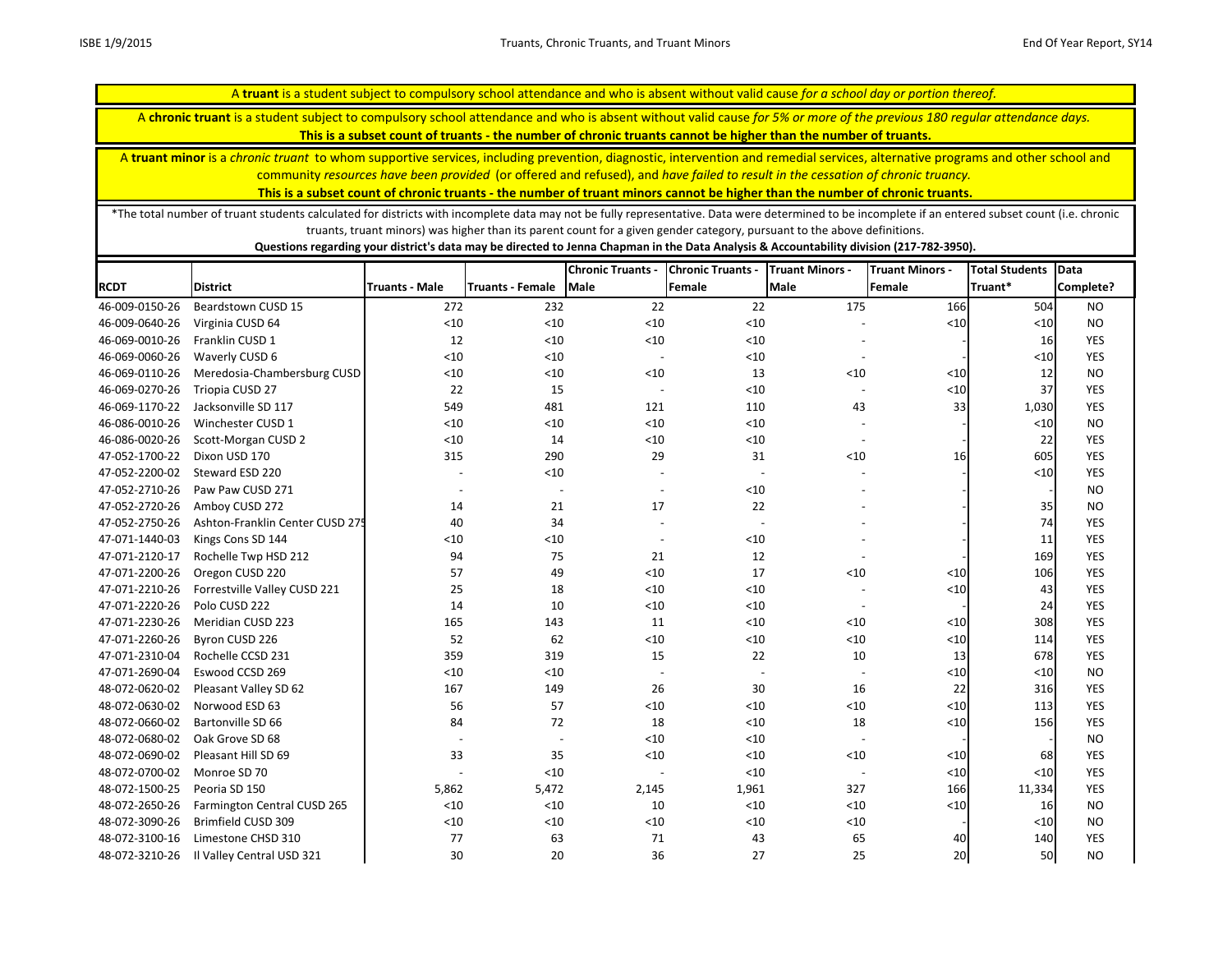A **truant** is a student subject to compulsory school attendance and who is absent without valid cause *for a school day or portion thereof.*

A **chronic truant** is a student subject to compulsory school attendance and who is absent without valid cause *for 5% or more of the previous 180 regular attendance days.*
**This is a subset count of truants - the number of chronic truants cannot be higher than the number of truants.**

A **truant minor** is a *chronic truant* to whom supportive services, including prevention, diagnostic, intervention and remedial services, alternative programs and other school and community *resources have been provided* (or offered and refused), and *have failed to result in the cessation of chronic truancy.*
**This is a subset count of chronic truants - the number of truant minors cannot be higher than the number of chronic truants.**

*The total number of truant students calculated for districts with incomplete data may not be fully representative. Data were determined to be incomplete if an entered subset count (i.e. chronic truants, truant minors) was higher than its parent count for a given gender category, pursuant to the above definitions.
**Questions regarding your district's data may be directed to Jenna Chapman in the Data Analysis & Accountability division (217-782-3950).**

| RCDT | District | Truants - Male | Truants - Female | Chronic Truants - Male | Chronic Truants - Female | Truant Minors - Male | Truant Minors - Female | Total Students Truant* | Data Complete? |
|---|---|---|---|---|---|---|---|---|---|
| 46-009-0150-26 | Beardstown CUSD 15 | 272 | 232 | 22 | 22 | 175 | 166 | 504 | NO |
| 46-009-0640-26 | Virginia CUSD 64 | <10 | <10 | <10 | <10 | - | <10 | <10 | NO |
| 46-069-0010-26 | Franklin CUSD 1 | 12 | <10 | <10 | <10 | - | - | 16 | YES |
| 46-069-0060-26 | Waverly CUSD 6 | <10 | <10 | - | <10 | - | - | <10 | YES |
| 46-069-0110-26 | Meredosia-Chambersburg CUSD | <10 | <10 | <10 | 13 | <10 | <10 | 12 | NO |
| 46-069-0270-26 | Triopia CUSD 27 | 22 | 15 | - | <10 | - | <10 | 37 | YES |
| 46-069-1170-22 | Jacksonville SD 117 | 549 | 481 | 121 | 110 | 43 | 33 | 1,030 | YES |
| 46-086-0010-26 | Winchester CUSD 1 | <10 | <10 | <10 | <10 | - | - | <10 | NO |
| 46-086-0020-26 | Scott-Morgan CUSD 2 | <10 | 14 | <10 | <10 | - | - | 22 | YES |
| 47-052-1700-22 | Dixon USD 170 | 315 | 290 | 29 | 31 | <10 | 16 | 605 | YES |
| 47-052-2200-02 | Steward ESD 220 | - | <10 | - | - | - | - | <10 | YES |
| 47-052-2710-26 | Paw Paw CUSD 271 | - | - | - | <10 | - | - | - | NO |
| 47-052-2720-26 | Amboy CUSD 272 | 14 | 21 | 17 | 22 | - | - | 35 | NO |
| 47-052-2750-26 | Ashton-Franklin Center CUSD 275 | 40 | 34 | - | - | - | - | 74 | YES |
| 47-071-1440-03 | Kings Cons SD 144 | <10 | <10 | - | <10 | - | - | 11 | YES |
| 47-071-2120-17 | Rochelle Twp HSD 212 | 94 | 75 | 21 | 12 | - | - | 169 | YES |
| 47-071-2200-26 | Oregon CUSD 220 | 57 | 49 | <10 | 17 | <10 | <10 | 106 | YES |
| 47-071-2210-26 | Forrestville Valley CUSD 221 | 25 | 18 | <10 | <10 | - | <10 | 43 | YES |
| 47-071-2220-26 | Polo CUSD 222 | 14 | 10 | <10 | <10 | - | - | 24 | YES |
| 47-071-2230-26 | Meridian CUSD 223 | 165 | 143 | 11 | <10 | <10 | <10 | 308 | YES |
| 47-071-2260-26 | Byron CUSD 226 | 52 | 62 | <10 | <10 | <10 | <10 | 114 | YES |
| 47-071-2310-04 | Rochelle CCSD 231 | 359 | 319 | 15 | 22 | 10 | 13 | 678 | YES |
| 47-071-2690-04 | Eswood CCSD 269 | <10 | <10 | - | - | - | <10 | <10 | NO |
| 48-072-0620-02 | Pleasant Valley SD 62 | 167 | 149 | 26 | 30 | 16 | 22 | 316 | YES |
| 48-072-0630-02 | Norwood ESD 63 | 56 | 57 | <10 | <10 | <10 | <10 | 113 | YES |
| 48-072-0660-02 | Bartonville SD 66 | 84 | 72 | 18 | <10 | 18 | <10 | 156 | YES |
| 48-072-0680-02 | Oak Grove SD 68 | - | - | <10 | <10 | - | - | - | NO |
| 48-072-0690-02 | Pleasant Hill SD 69 | 33 | 35 | <10 | <10 | <10 | <10 | 68 | YES |
| 48-072-0700-02 | Monroe SD 70 | - | <10 | - | <10 | - | <10 | <10 | YES |
| 48-072-1500-25 | Peoria SD 150 | 5,862 | 5,472 | 2,145 | 1,961 | 327 | 166 | 11,334 | YES |
| 48-072-2650-26 | Farmington Central CUSD 265 | <10 | <10 | 10 | <10 | <10 | <10 | 16 | NO |
| 48-072-3090-26 | Brimfield CUSD 309 | <10 | <10 | <10 | <10 | <10 | - | <10 | NO |
| 48-072-3100-16 | Limestone CHSD 310 | 77 | 63 | 71 | 43 | 65 | 40 | 140 | YES |
| 48-072-3210-26 | Il Valley Central USD 321 | 30 | 20 | 36 | 27 | 25 | 20 | 50 | NO |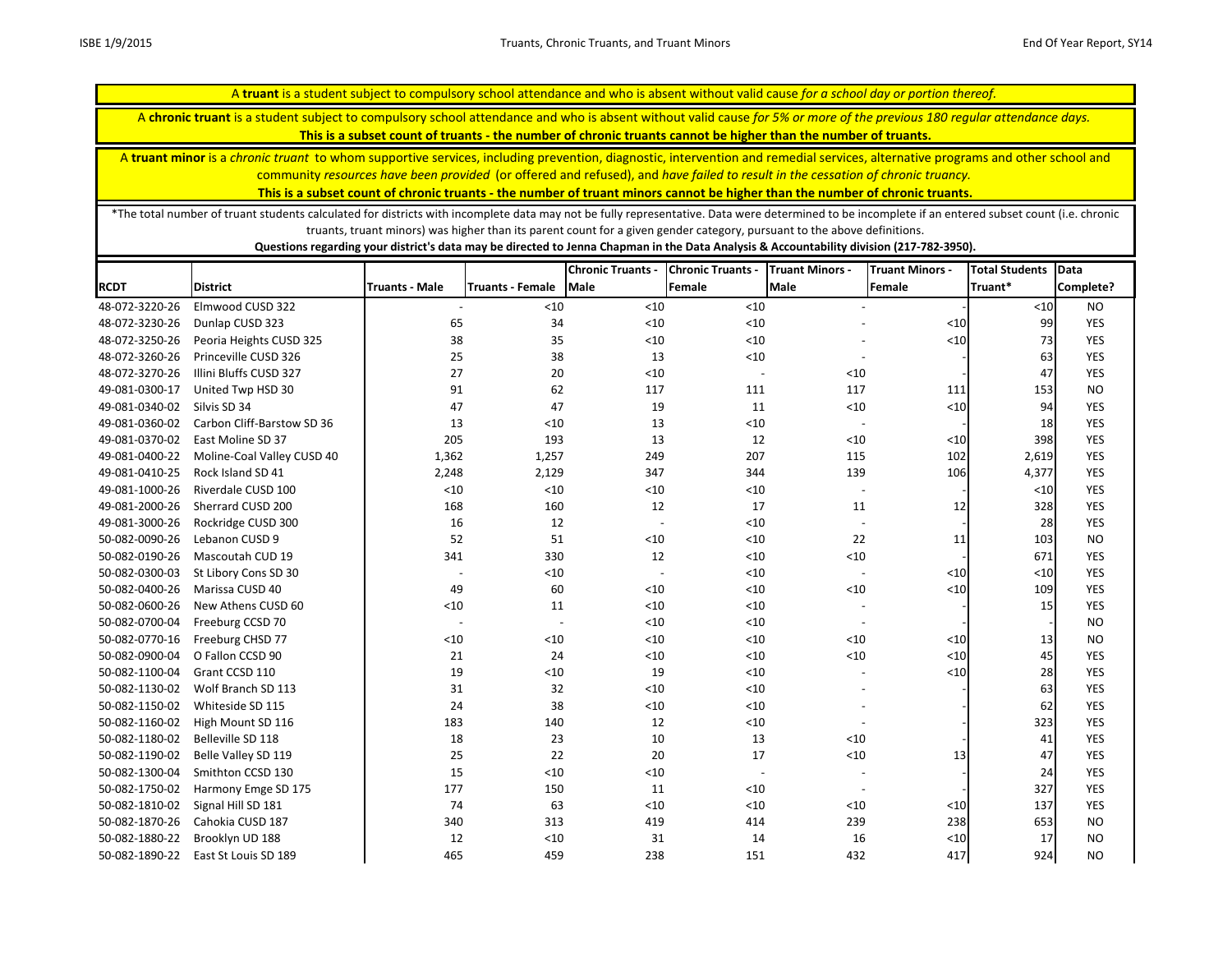A **truant** is a student subject to compulsory school attendance and who is absent without valid cause *for a school day or portion thereof.*

A **chronic truant** is a student subject to compulsory school attendance and who is absent without valid cause *for 5% or more of the previous 180 regular attendance days.*
**This is a subset count of truants - the number of chronic truants cannot be higher than the number of truants.**

A **truant minor** is a *chronic truant* to whom supportive services, including prevention, diagnostic, intervention and remedial services, alternative programs and other school and community *resources have been provided* (or offered and refused), and *have failed to result in the cessation of chronic truancy.*
**This is a subset count of chronic truants - the number of truant minors cannot be higher than the number of chronic truants.**

*The total number of truant students calculated for districts with incomplete data may not be fully representative. Data were determined to be incomplete if an entered subset count (i.e. chronic truants, truant minors) was higher than its parent count for a given gender category, pursuant to the above definitions.
**Questions regarding your district's data may be directed to Jenna Chapman in the Data Analysis & Accountability division (217-782-3950).**

| RCDT | District | Truants - Male | Truants - Female | Chronic Truants - Male | Chronic Truants - Female | Truant Minors - Male | Truant Minors - Female | Total Students Truant* | Data Complete? |
|---|---|---|---|---|---|---|---|---|---|
| 48-072-3220-26 | Elmwood CUSD 322 | - | <10 | <10 | <10 | - | - | <10 | NO |
| 48-072-3230-26 | Dunlap CUSD 323 | 65 | 34 | <10 | <10 | - | <10 | 99 | YES |
| 48-072-3250-26 | Peoria Heights CUSD 325 | 38 | 35 | <10 | <10 | - | <10 | 73 | YES |
| 48-072-3260-26 | Princeville CUSD 326 | 25 | 38 | 13 | <10 | - | - | 63 | YES |
| 48-072-3270-26 | Illini Bluffs CUSD 327 | 27 | 20 | <10 | - | <10 | - | 47 | YES |
| 49-081-0300-17 | United Twp HSD 30 | 91 | 62 | 117 | 111 | 117 | 111 | 153 | NO |
| 49-081-0340-02 | Silvis SD 34 | 47 | 47 | 19 | 11 | <10 | <10 | 94 | YES |
| 49-081-0360-02 | Carbon Cliff-Barstow SD 36 | 13 | <10 | 13 | <10 | - | - | 18 | YES |
| 49-081-0370-02 | East Moline SD 37 | 205 | 193 | 13 | 12 | <10 | <10 | 398 | YES |
| 49-081-0400-22 | Moline-Coal Valley CUSD 40 | 1,362 | 1,257 | 249 | 207 | 115 | 102 | 2,619 | YES |
| 49-081-0410-25 | Rock Island SD 41 | 2,248 | 2,129 | 347 | 344 | 139 | 106 | 4,377 | YES |
| 49-081-1000-26 | Riverdale CUSD 100 | <10 | <10 | <10 | <10 | - | - | <10 | YES |
| 49-081-2000-26 | Sherrard CUSD 200 | 168 | 160 | 12 | 17 | 11 | 12 | 328 | YES |
| 49-081-3000-26 | Rockridge CUSD 300 | 16 | 12 | - | <10 | - | - | 28 | YES |
| 50-082-0090-26 | Lebanon CUSD 9 | 52 | 51 | <10 | <10 | 22 | 11 | 103 | NO |
| 50-082-0190-26 | Mascoutah CUD 19 | 341 | 330 | 12 | <10 | <10 | - | 671 | YES |
| 50-082-0300-03 | St Libory Cons SD 30 | - | <10 | - | <10 | - | <10 | <10 | YES |
| 50-082-0400-26 | Marissa CUSD 40 | 49 | 60 | <10 | <10 | <10 | <10 | 109 | YES |
| 50-082-0600-26 | New Athens CUSD 60 | <10 | 11 | <10 | <10 | - | - | 15 | YES |
| 50-082-0700-04 | Freeburg CCSD 70 | - | - | <10 | <10 | - | - | - | NO |
| 50-082-0770-16 | Freeburg CHSD 77 | <10 | <10 | <10 | <10 | <10 | <10 | 13 | NO |
| 50-082-0900-04 | O Fallon CCSD 90 | 21 | 24 | <10 | <10 | <10 | <10 | 45 | YES |
| 50-082-1100-04 | Grant CCSD 110 | 19 | <10 | 19 | <10 | - | <10 | 28 | YES |
| 50-082-1130-02 | Wolf Branch SD 113 | 31 | 32 | <10 | <10 | - | - | 63 | YES |
| 50-082-1150-02 | Whiteside SD 115 | 24 | 38 | <10 | <10 | - | - | 62 | YES |
| 50-082-1160-02 | High Mount SD 116 | 183 | 140 | 12 | <10 | - | - | 323 | YES |
| 50-082-1180-02 | Belleville SD 118 | 18 | 23 | 10 | 13 | <10 | - | 41 | YES |
| 50-082-1190-02 | Belle Valley SD 119 | 25 | 22 | 20 | 17 | <10 | 13 | 47 | YES |
| 50-082-1300-04 | Smithton CCSD 130 | 15 | <10 | <10 | - | - | - | 24 | YES |
| 50-082-1750-02 | Harmony Emge SD 175 | 177 | 150 | 11 | <10 | - | - | 327 | YES |
| 50-082-1810-02 | Signal Hill SD 181 | 74 | 63 | <10 | <10 | <10 | <10 | 137 | YES |
| 50-082-1870-26 | Cahokia CUSD 187 | 340 | 313 | 419 | 414 | 239 | 238 | 653 | NO |
| 50-082-1880-22 | Brooklyn UD 188 | 12 | <10 | 31 | 14 | 16 | <10 | 17 | NO |
| 50-082-1890-22 | East St Louis SD 189 | 465 | 459 | 238 | 151 | 432 | 417 | 924 | NO |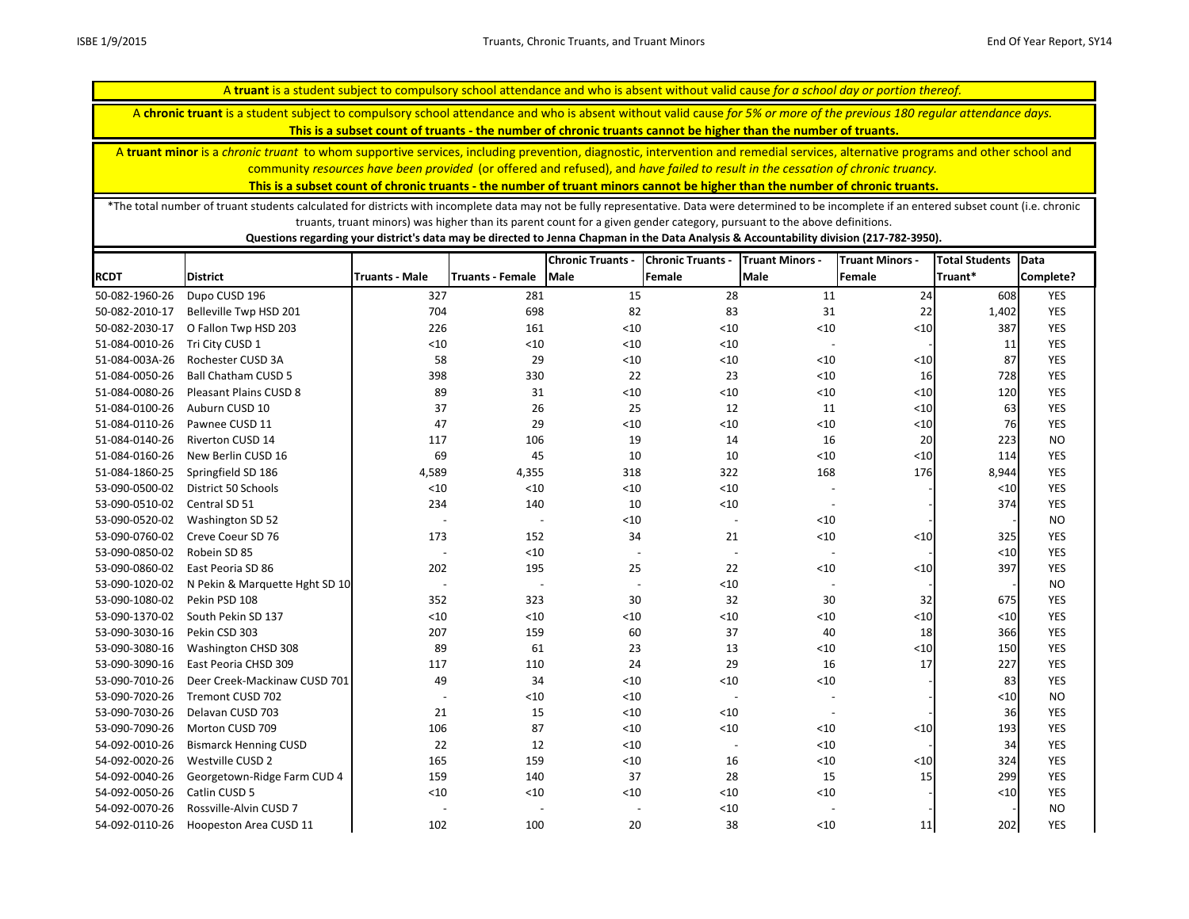A **truant** is a student subject to compulsory school attendance and who is absent without valid cause *for a school day or portion thereof.*

A **chronic truant** is a student subject to compulsory school attendance and who is absent without valid cause *for 5% or more of the previous 180 regular attendance days.* **This is a subset count of truants - the number of chronic truants cannot be higher than the number of truants.**

A **truant minor** is a *chronic truant* to whom supportive services, including prevention, diagnostic, intervention and remedial services, alternative programs and other school and community *resources have been provided* (or offered and refused), and *have failed to result in the cessation of chronic truancy.* **This is a subset count of chronic truants - the number of truant minors cannot be higher than the number of chronic truants.**

*The total number of truant students calculated for districts with incomplete data may not be fully representative. Data were determined to be incomplete if an entered subset count (i.e. chronic truants, truant minors) was higher than its parent count for a given gender category, pursuant to the above definitions.
**Questions regarding your district's data may be directed to Jenna Chapman in the Data Analysis & Accountability division (217-782-3950).**

| RCDT | District | Truants - Male | Truants - Female | Chronic Truants - Male | Chronic Truants - Female | Truant Minors - Male | Truant Minors - Female | Total Students Truant* | Data Complete? |
|---|---|---|---|---|---|---|---|---|---|
| 50-082-1960-26 | Dupo CUSD 196 | 327 | 281 | 15 | 28 | 11 | 24 | 608 | YES |
| 50-082-2010-17 | Belleville Twp HSD 201 | 704 | 698 | 82 | 83 | 31 | 22 | 1,402 | YES |
| 50-082-2030-17 | O Fallon Twp HSD 203 | 226 | 161 | <10 | <10 | <10 | <10 | 387 | YES |
| 51-084-0010-26 | Tri City CUSD 1 | <10 | <10 | <10 | <10 | - | - | 11 | YES |
| 51-084-003A-26 | Rochester CUSD 3A | 58 | 29 | <10 | <10 | <10 | <10 | 87 | YES |
| 51-084-0050-26 | Ball Chatham CUSD 5 | 398 | 330 | 22 | 23 | <10 | 16 | 728 | YES |
| 51-084-0080-26 | Pleasant Plains CUSD 8 | 89 | 31 | <10 | <10 | <10 | <10 | 120 | YES |
| 51-084-0100-26 | Auburn CUSD 10 | 37 | 26 | 25 | 12 | 11 | <10 | 63 | YES |
| 51-084-0110-26 | Pawnee CUSD 11 | 47 | 29 | <10 | <10 | <10 | <10 | 76 | YES |
| 51-084-0140-26 | Riverton CUSD 14 | 117 | 106 | 19 | 14 | 16 | 20 | 223 | NO |
| 51-084-0160-26 | New Berlin CUSD 16 | 69 | 45 | 10 | 10 | <10 | <10 | 114 | YES |
| 51-084-1860-25 | Springfield SD 186 | 4,589 | 4,355 | 318 | 322 | 168 | 176 | 8,944 | YES |
| 53-090-0500-02 | District 50 Schools | <10 | <10 | <10 | <10 | - | - | <10 | YES |
| 53-090-0510-02 | Central SD 51 | 234 | 140 | 10 | <10 | - | - | 374 | YES |
| 53-090-0520-02 | Washington SD 52 | - | - | <10 | - | <10 | - | - | NO |
| 53-090-0760-02 | Creve Coeur SD 76 | 173 | 152 | 34 | 21 | <10 | <10 | 325 | YES |
| 53-090-0850-02 | Robein SD 85 | - | <10 | - | - | - | - | <10 | YES |
| 53-090-0860-02 | East Peoria SD 86 | 202 | 195 | 25 | 22 | <10 | <10 | 397 | YES |
| 53-090-1020-02 | N Pekin & Marquette Hght SD 10 | - | - | - | <10 | - | - | - | NO |
| 53-090-1080-02 | Pekin PSD 108 | 352 | 323 | 30 | 32 | 30 | 32 | 675 | YES |
| 53-090-1370-02 | South Pekin SD 137 | <10 | <10 | <10 | <10 | <10 | <10 | <10 | YES |
| 53-090-3030-16 | Pekin CSD 303 | 207 | 159 | 60 | 37 | 40 | 18 | 366 | YES |
| 53-090-3080-16 | Washington CHSD 308 | 89 | 61 | 23 | 13 | <10 | <10 | 150 | YES |
| 53-090-3090-16 | East Peoria CHSD 309 | 117 | 110 | 24 | 29 | 16 | 17 | 227 | YES |
| 53-090-7010-26 | Deer Creek-Mackinaw CUSD 701 | 49 | 34 | <10 | <10 | <10 | - | 83 | YES |
| 53-090-7020-26 | Tremont CUSD 702 | - | <10 | <10 | - | - | - | <10 | NO |
| 53-090-7030-26 | Delavan CUSD 703 | 21 | 15 | <10 | <10 | - | - | 36 | YES |
| 53-090-7090-26 | Morton CUSD 709 | 106 | 87 | <10 | <10 | <10 | <10 | 193 | YES |
| 54-092-0010-26 | Bismarck Henning CUSD | 22 | 12 | <10 | - | <10 | - | 34 | YES |
| 54-092-0020-26 | Westville CUSD 2 | 165 | 159 | <10 | 16 | <10 | <10 | 324 | YES |
| 54-092-0040-26 | Georgetown-Ridge Farm CUD 4 | 159 | 140 | 37 | 28 | 15 | 15 | 299 | YES |
| 54-092-0050-26 | Catlin CUSD 5 | <10 | <10 | <10 | <10 | <10 | - | <10 | YES |
| 54-092-0070-26 | Rossville-Alvin CUSD 7 | - | - | - | <10 | - | - | - | NO |
| 54-092-0110-26 | Hoopeston Area CUSD 11 | 102 | 100 | 20 | 38 | <10 | 11 | 202 | YES |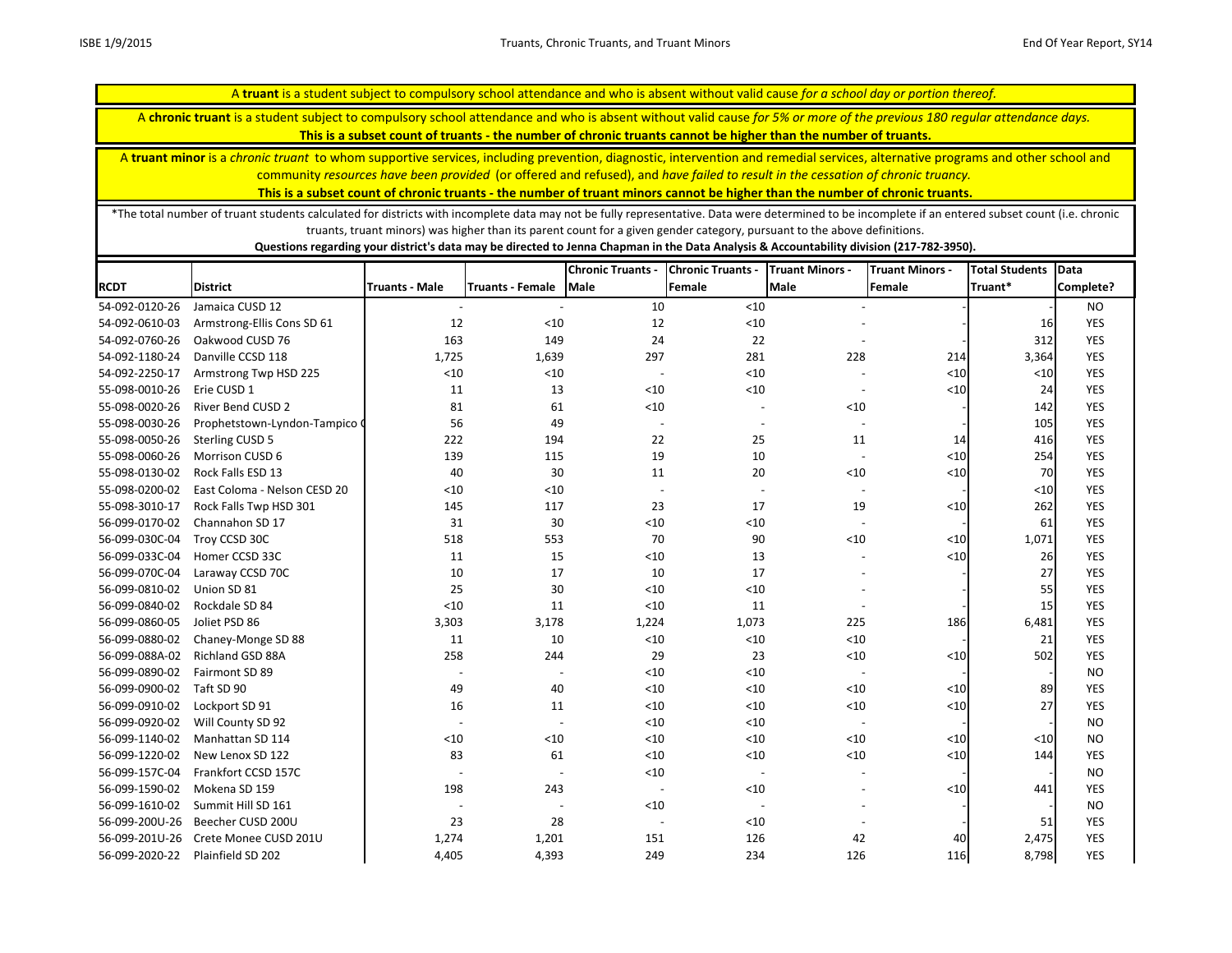A **truant** is a student subject to compulsory school attendance and who is absent without valid cause *for a school day or portion thereof.*

A **chronic truant** is a student subject to compulsory school attendance and who is absent without valid cause *for 5% or more of the previous 180 regular attendance days.*
**This is a subset count of truants - the number of chronic truants cannot be higher than the number of truants.**

A **truant minor** is a *chronic truant* to whom supportive services, including prevention, diagnostic, intervention and remedial services, alternative programs and other school and community *resources have been provided* (or offered and refused), and *have failed to result in the cessation of chronic truancy.*
**This is a subset count of chronic truants - the number of truant minors cannot be higher than the number of chronic truants.**

*The total number of truant students calculated for districts with incomplete data may not be fully representative. Data were determined to be incomplete if an entered subset count (i.e. chronic truants, truant minors) was higher than its parent count for a given gender category, pursuant to the above definitions.
**Questions regarding your district's data may be directed to Jenna Chapman in the Data Analysis & Accountability division (217-782-3950).**

| RCDT | District | Truants - Male | Truants - Female | Chronic Truants - Male | Chronic Truants - Female | Truant Minors - Male | Truant Minors - Female | Total Students Truant* | Data Complete? |
|---|---|---|---|---|---|---|---|---|---|
| 54-092-0120-26 | Jamaica CUSD 12 | - | - | 10 | <10 | - | - | - | NO |
| 54-092-0610-03 | Armstrong-Ellis Cons SD 61 | 12 | <10 | 12 | <10 | - | - | 16 | YES |
| 54-092-0760-26 | Oakwood CUSD 76 | 163 | 149 | 24 | 22 | - | - | 312 | YES |
| 54-092-1180-24 | Danville CCSD 118 | 1,725 | 1,639 | 297 | 281 | 228 | 214 | 3,364 | YES |
| 54-092-2250-17 | Armstrong Twp HSD 225 | <10 | <10 | - | <10 | - | <10 | <10 | YES |
| 55-098-0010-26 | Erie CUSD 1 | 11 | 13 | <10 | <10 | - | <10 | 24 | YES |
| 55-098-0020-26 | River Bend CUSD 2 | 81 | 61 | <10 | - | <10 | - | 142 | YES |
| 55-098-0030-26 | Prophetstown-Lyndon-Tampico C | 56 | 49 | - | - | - | - | 105 | YES |
| 55-098-0050-26 | Sterling CUSD 5 | 222 | 194 | 22 | 25 | 11 | 14 | 416 | YES |
| 55-098-0060-26 | Morrison CUSD 6 | 139 | 115 | 19 | 10 | - | <10 | 254 | YES |
| 55-098-0130-02 | Rock Falls ESD 13 | 40 | 30 | 11 | 20 | <10 | <10 | 70 | YES |
| 55-098-0200-02 | East Coloma - Nelson CESD 20 | <10 | <10 | - | - | - | - | <10 | YES |
| 55-098-3010-17 | Rock Falls Twp HSD 301 | 145 | 117 | 23 | 17 | 19 | <10 | 262 | YES |
| 56-099-0170-02 | Channahon SD 17 | 31 | 30 | <10 | <10 | - | - | 61 | YES |
| 56-099-030C-04 | Troy CCSD 30C | 518 | 553 | 70 | 90 | <10 | <10 | 1,071 | YES |
| 56-099-033C-04 | Homer CCSD 33C | 11 | 15 | <10 | 13 | - | <10 | 26 | YES |
| 56-099-070C-04 | Laraway CCSD 70C | 10 | 17 | 10 | 17 | - | - | 27 | YES |
| 56-099-0810-02 | Union SD 81 | 25 | 30 | <10 | <10 | - | - | 55 | YES |
| 56-099-0840-02 | Rockdale SD 84 | <10 | 11 | <10 | 11 | - | - | 15 | YES |
| 56-099-0860-05 | Joliet PSD 86 | 3,303 | 3,178 | 1,224 | 1,073 | 225 | 186 | 6,481 | YES |
| 56-099-0880-02 | Chaney-Monge SD 88 | 11 | 10 | <10 | <10 | <10 | - | 21 | YES |
| 56-099-088A-02 | Richland GSD 88A | 258 | 244 | 29 | 23 | <10 | <10 | 502 | YES |
| 56-099-0890-02 | Fairmont SD 89 | - | - | <10 | <10 | - | - | - | NO |
| 56-099-0900-02 | Taft SD 90 | 49 | 40 | <10 | <10 | <10 | <10 | 89 | YES |
| 56-099-0910-02 | Lockport SD 91 | 16 | 11 | <10 | <10 | <10 | <10 | 27 | YES |
| 56-099-0920-02 | Will County SD 92 | - | - | <10 | <10 | - | - | - | NO |
| 56-099-1140-02 | Manhattan SD 114 | <10 | <10 | <10 | <10 | <10 | <10 | <10 | NO |
| 56-099-1220-02 | New Lenox SD 122 | 83 | 61 | <10 | <10 | <10 | <10 | 144 | YES |
| 56-099-157C-04 | Frankfort CCSD 157C | - | - | <10 | - | - | - | - | NO |
| 56-099-1590-02 | Mokena SD 159 | 198 | 243 | - | <10 | - | <10 | 441 | YES |
| 56-099-1610-02 | Summit Hill SD 161 | - | - | <10 | - | - | - | - | NO |
| 56-099-200U-26 | Beecher CUSD 200U | 23 | 28 | - | <10 | - | - | 51 | YES |
| 56-099-201U-26 | Crete Monee CUSD 201U | 1,274 | 1,201 | 151 | 126 | 42 | 40 | 2,475 | YES |
| 56-099-2020-22 | Plainfield SD 202 | 4,405 | 4,393 | 249 | 234 | 126 | 116 | 8,798 | YES |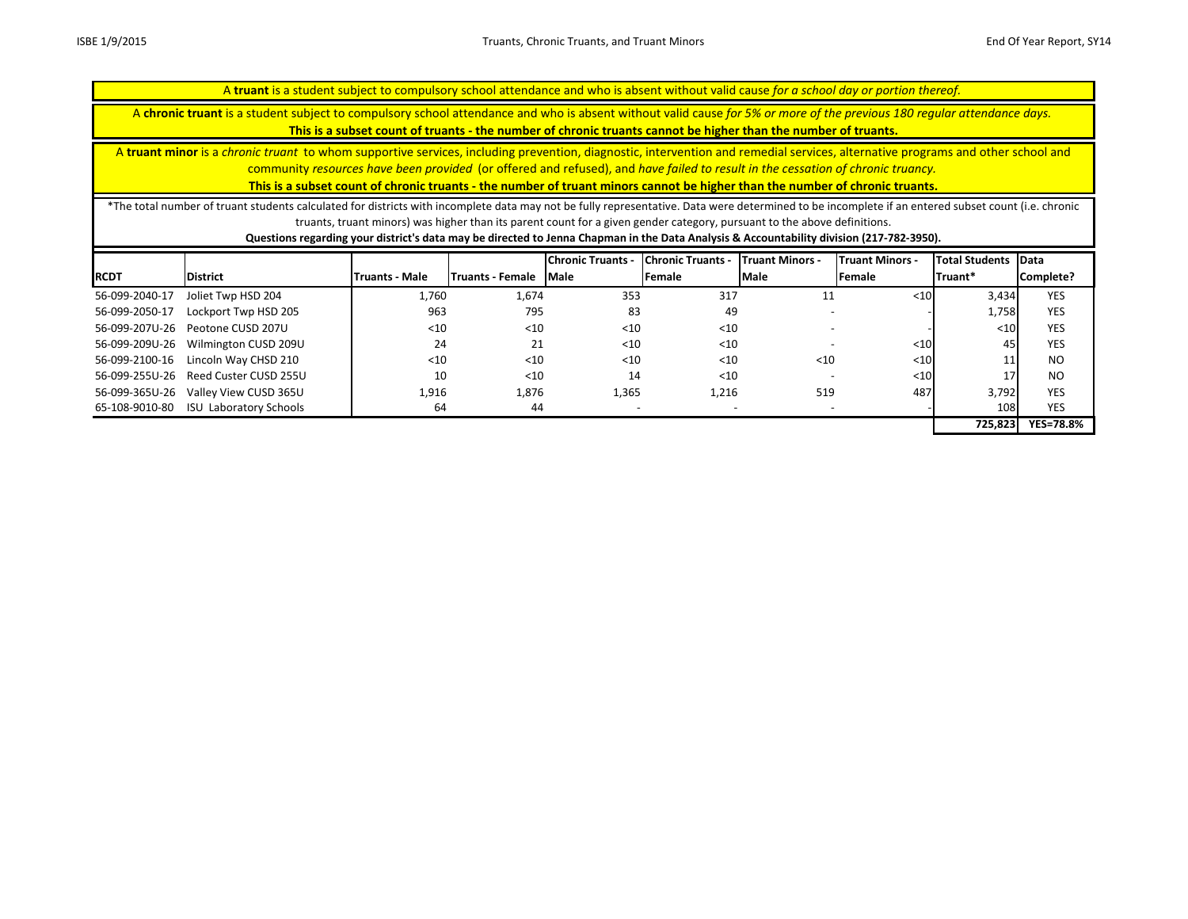A **truant** is a student subject to compulsory school attendance and who is absent without valid cause *for a school day or portion thereof.*

A **chronic truant** is a student subject to compulsory school attendance and who is absent without valid cause *for 5% or more of the previous 180 regular attendance days.*
**This is a subset count of truants - the number of chronic truants cannot be higher than the number of truants.**

A **truant minor** is a *chronic truant* to whom supportive services, including prevention, diagnostic, intervention and remedial services, alternative programs and other school and community *resources have been provided* (or offered and refused), and *have failed to result in the cessation of chronic truancy.*
**This is a subset count of chronic truants - the number of truant minors cannot be higher than the number of chronic truants.**

*The total number of truant students calculated for districts with incomplete data may not be fully representative. Data were determined to be incomplete if an entered subset count (i.e. chronic truants, truant minors) was higher than its parent count for a given gender category, pursuant to the above definitions.
**Questions regarding your district's data may be directed to Jenna Chapman in the Data Analysis & Accountability division (217-782-3950).**

| RCDT | District | Truants - Male | Truants - Female | Chronic Truants - Male | Chronic Truants - Female | Truant Minors - Male | Truant Minors - Female | Total Students Truant* | Data Complete? |
|---|---|---|---|---|---|---|---|---|---|
| 56-099-2040-17 | Joliet Twp HSD 204 | 1,760 | 1,674 | 353 | 317 | 11 | <10 | 3,434 | YES |
| 56-099-2050-17 | Lockport Twp HSD 205 | 963 | 795 | 83 | 49 | - | - | 1,758 | YES |
| 56-099-207U-26 | Peotone CUSD 207U | <10 | <10 | <10 | <10 | - | - | <10 | YES |
| 56-099-209U-26 | Wilmington CUSD 209U | 24 | 21 | <10 | <10 | - | <10 | 45 | YES |
| 56-099-2100-16 | Lincoln Way CHSD 210 | <10 | <10 | <10 | <10 | <10 | <10 | 11 | NO |
| 56-099-255U-26 | Reed Custer CUSD 255U | 10 | <10 | 14 | <10 | - | <10 | 17 | NO |
| 56-099-365U-26 | Valley View CUSD 365U | 1,916 | 1,876 | 1,365 | 1,216 | 519 | 487 | 3,792 | YES |
| 65-108-9010-80 | ISU Laboratory Schools | 64 | 44 | - | - | - | - | 108 | YES |
| | | | | | | | | **725,823** | **YES=78.8%** |